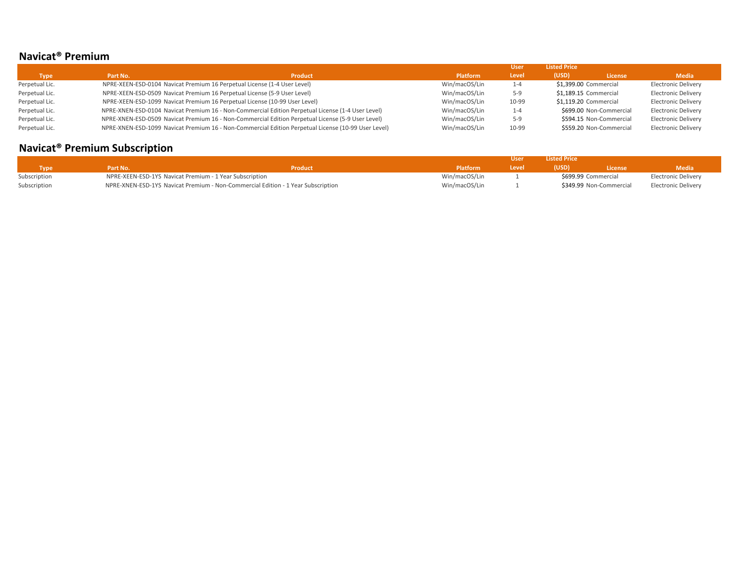## Navicat® Premium

| Type | Part No. | Product | Platform | User Level | Listed Price (USD) | License | Media |
|---|---|---|---|---|---|---|---|
| Perpetual Lic. | NPRE-XEEN-ESD-0104 | Navicat Premium 16 Perpetual License (1-4 User Level) | Win/macOS/Lin | 1-4 | $1,399.00 | Commercial | Electronic Delivery |
| Perpetual Lic. | NPRE-XEEN-ESD-0509 | Navicat Premium 16 Perpetual License (5-9 User Level) | Win/macOS/Lin | 5-9 | $1,189.15 | Commercial | Electronic Delivery |
| Perpetual Lic. | NPRE-XEEN-ESD-1099 | Navicat Premium 16 Perpetual License (10-99 User Level) | Win/macOS/Lin | 10-99 | $1,119.20 | Commercial | Electronic Delivery |
| Perpetual Lic. | NPRE-XNEN-ESD-0104 | Navicat Premium 16 - Non-Commercial Edition Perpetual License (1-4 User Level) | Win/macOS/Lin | 1-4 | $699.00 | Non-Commercial | Electronic Delivery |
| Perpetual Lic. | NPRE-XNEN-ESD-0509 | Navicat Premium 16 - Non-Commercial Edition Perpetual License (5-9 User Level) | Win/macOS/Lin | 5-9 | $594.15 | Non-Commercial | Electronic Delivery |
| Perpetual Lic. | NPRE-XNEN-ESD-1099 | Navicat Premium 16 - Non-Commercial Edition Perpetual License (10-99 User Level) | Win/macOS/Lin | 10-99 | $559.20 | Non-Commercial | Electronic Delivery |

## Navicat® Premium Subscription

| Type | Part No. | Product | Platform | User Level | Listed Price (USD) | License | Media |
|---|---|---|---|---|---|---|---|
| Subscription | NPRE-XEEN-ESD-1YS | Navicat Premium - 1 Year Subscription | Win/macOS/Lin | 1 | $699.99 | Commercial | Electronic Delivery |
| Subscription | NPRE-XNEN-ESD-1YS | Navicat Premium - Non-Commercial Edition - 1 Year Subscription | Win/macOS/Lin | 1 | $349.99 | Non-Commercial | Electronic Delivery |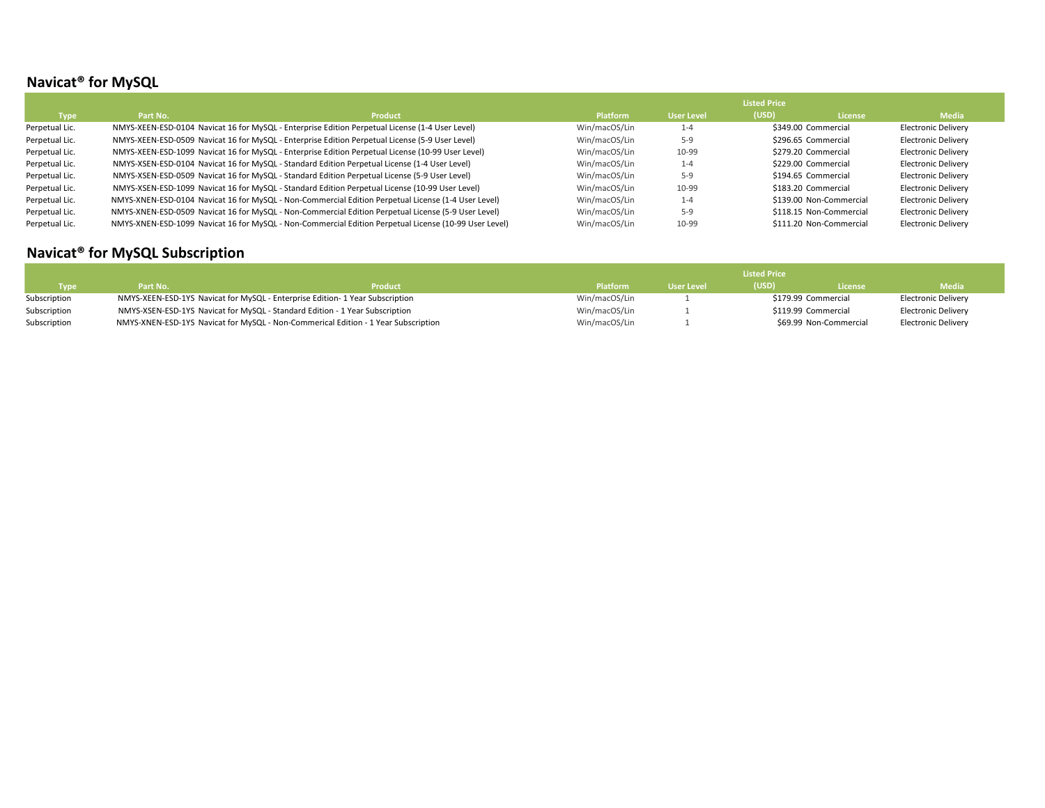## Navicat® for MySQL

| Type | Part No. | Product | Platform | User Level | Listed Price (USD) | License | Media |
|---|---|---|---|---|---|---|---|
| Perpetual Lic. | NMYS-XEEN-ESD-0104 | Navicat 16 for MySQL - Enterprise Edition Perpetual License (1-4 User Level) | Win/macOS/Lin | 1-4 | $349.00 | Commercial | Electronic Delivery |
| Perpetual Lic. | NMYS-XEEN-ESD-0509 | Navicat 16 for MySQL - Enterprise Edition Perpetual License (5-9 User Level) | Win/macOS/Lin | 5-9 | $296.65 | Commercial | Electronic Delivery |
| Perpetual Lic. | NMYS-XEEN-ESD-1099 | Navicat 16 for MySQL - Enterprise Edition Perpetual License (10-99 User Level) | Win/macOS/Lin | 10-99 | $279.20 | Commercial | Electronic Delivery |
| Perpetual Lic. | NMYS-XSEN-ESD-0104 | Navicat 16 for MySQL - Standard Edition Perpetual License (1-4 User Level) | Win/macOS/Lin | 1-4 | $229.00 | Commercial | Electronic Delivery |
| Perpetual Lic. | NMYS-XSEN-ESD-0509 | Navicat 16 for MySQL - Standard Edition Perpetual License (5-9 User Level) | Win/macOS/Lin | 5-9 | $194.65 | Commercial | Electronic Delivery |
| Perpetual Lic. | NMYS-XSEN-ESD-1099 | Navicat 16 for MySQL - Standard Edition Perpetual License (10-99 User Level) | Win/macOS/Lin | 10-99 | $183.20 | Commercial | Electronic Delivery |
| Perpetual Lic. | NMYS-XNEN-ESD-0104 | Navicat 16 for MySQL - Non-Commercial Edition Perpetual License (1-4 User Level) | Win/macOS/Lin | 1-4 | $139.00 | Non-Commercial | Electronic Delivery |
| Perpetual Lic. | NMYS-XNEN-ESD-0509 | Navicat 16 for MySQL - Non-Commercial Edition Perpetual License (5-9 User Level) | Win/macOS/Lin | 5-9 | $118.15 | Non-Commercial | Electronic Delivery |
| Perpetual Lic. | NMYS-XNEN-ESD-1099 | Navicat 16 for MySQL - Non-Commercial Edition Perpetual License (10-99 User Level) | Win/macOS/Lin | 10-99 | $111.20 | Non-Commercial | Electronic Delivery |

## Navicat® for MySQL Subscription

| Type | Part No. | Product | Platform | User Level | Listed Price (USD) | License | Media |
|---|---|---|---|---|---|---|---|
| Subscription | NMYS-XEEN-ESD-1YS | Navicat for MySQL - Enterprise Edition- 1 Year Subscription | Win/macOS/Lin | 1 | $179.99 | Commercial | Electronic Delivery |
| Subscription | NMYS-XSEN-ESD-1YS | Navicat for MySQL - Standard Edition - 1 Year Subscription | Win/macOS/Lin | 1 | $119.99 | Commercial | Electronic Delivery |
| Subscription | NMYS-XNEN-ESD-1YS | Navicat for MySQL - Non-Commerical Edition - 1 Year Subscription | Win/macOS/Lin | 1 | $69.99 | Non-Commercial | Electronic Delivery |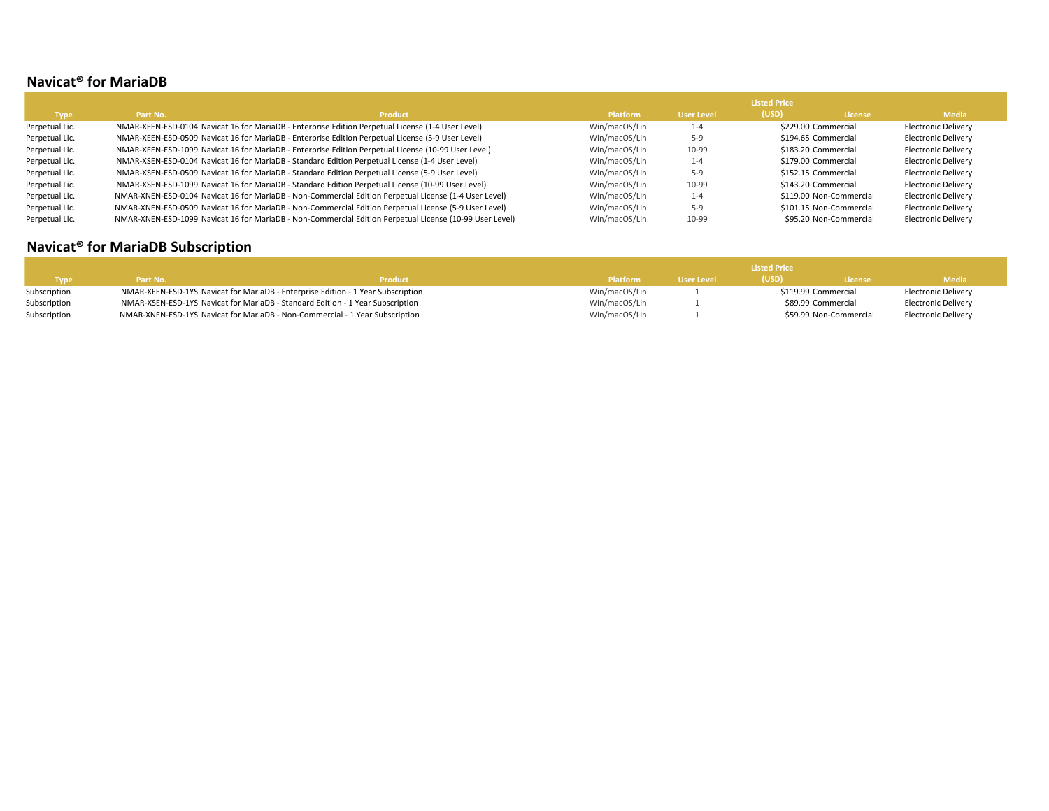## Navicat® for MariaDB

| Type | Part No. | Product | Platform | User Level | Listed Price (USD) | License | Media |
|---|---|---|---|---|---|---|---|
| Perpetual Lic. | NMAR-XEEN-ESD-0104 | Navicat 16 for MariaDB - Enterprise Edition Perpetual License (1-4 User Level) | Win/macOS/Lin | 1-4 | $229.00 | Commercial | Electronic Delivery |
| Perpetual Lic. | NMAR-XEEN-ESD-0509 | Navicat 16 for MariaDB - Enterprise Edition Perpetual License (5-9 User Level) | Win/macOS/Lin | 5-9 | $194.65 | Commercial | Electronic Delivery |
| Perpetual Lic. | NMAR-XEEN-ESD-1099 | Navicat 16 for MariaDB - Enterprise Edition Perpetual License (10-99 User Level) | Win/macOS/Lin | 10-99 | $183.20 | Commercial | Electronic Delivery |
| Perpetual Lic. | NMAR-XSEN-ESD-0104 | Navicat 16 for MariaDB - Standard Edition Perpetual License (1-4 User Level) | Win/macOS/Lin | 1-4 | $179.00 | Commercial | Electronic Delivery |
| Perpetual Lic. | NMAR-XSEN-ESD-0509 | Navicat 16 for MariaDB - Standard Edition Perpetual License (5-9 User Level) | Win/macOS/Lin | 5-9 | $152.15 | Commercial | Electronic Delivery |
| Perpetual Lic. | NMAR-XSEN-ESD-1099 | Navicat 16 for MariaDB - Standard Edition Perpetual License (10-99 User Level) | Win/macOS/Lin | 10-99 | $143.20 | Commercial | Electronic Delivery |
| Perpetual Lic. | NMAR-XNEN-ESD-0104 | Navicat 16 for MariaDB - Non-Commercial Edition Perpetual License (1-4 User Level) | Win/macOS/Lin | 1-4 | $119.00 | Non-Commercial | Electronic Delivery |
| Perpetual Lic. | NMAR-XNEN-ESD-0509 | Navicat 16 for MariaDB - Non-Commercial Edition Perpetual License (5-9 User Level) | Win/macOS/Lin | 5-9 | $101.15 | Non-Commercial | Electronic Delivery |
| Perpetual Lic. | NMAR-XNEN-ESD-1099 | Navicat 16 for MariaDB - Non-Commercial Edition Perpetual License (10-99 User Level) | Win/macOS/Lin | 10-99 | $95.20 | Non-Commercial | Electronic Delivery |

## Navicat® for MariaDB Subscription

| Type | Part No. | Product | Platform | User Level | Listed Price (USD) | License | Media |
|---|---|---|---|---|---|---|---|
| Subscription | NMAR-XEEN-ESD-1YS | Navicat for MariaDB - Enterprise Edition - 1 Year Subscription | Win/macOS/Lin | 1 | $119.99 | Commercial | Electronic Delivery |
| Subscription | NMAR-XSEN-ESD-1YS | Navicat for MariaDB - Standard Edition - 1 Year Subscription | Win/macOS/Lin | 1 | $89.99 | Commercial | Electronic Delivery |
| Subscription | NMAR-XNEN-ESD-1YS | Navicat for MariaDB - Non-Commercial - 1 Year Subscription | Win/macOS/Lin | 1 | $59.99 | Non-Commercial | Electronic Delivery |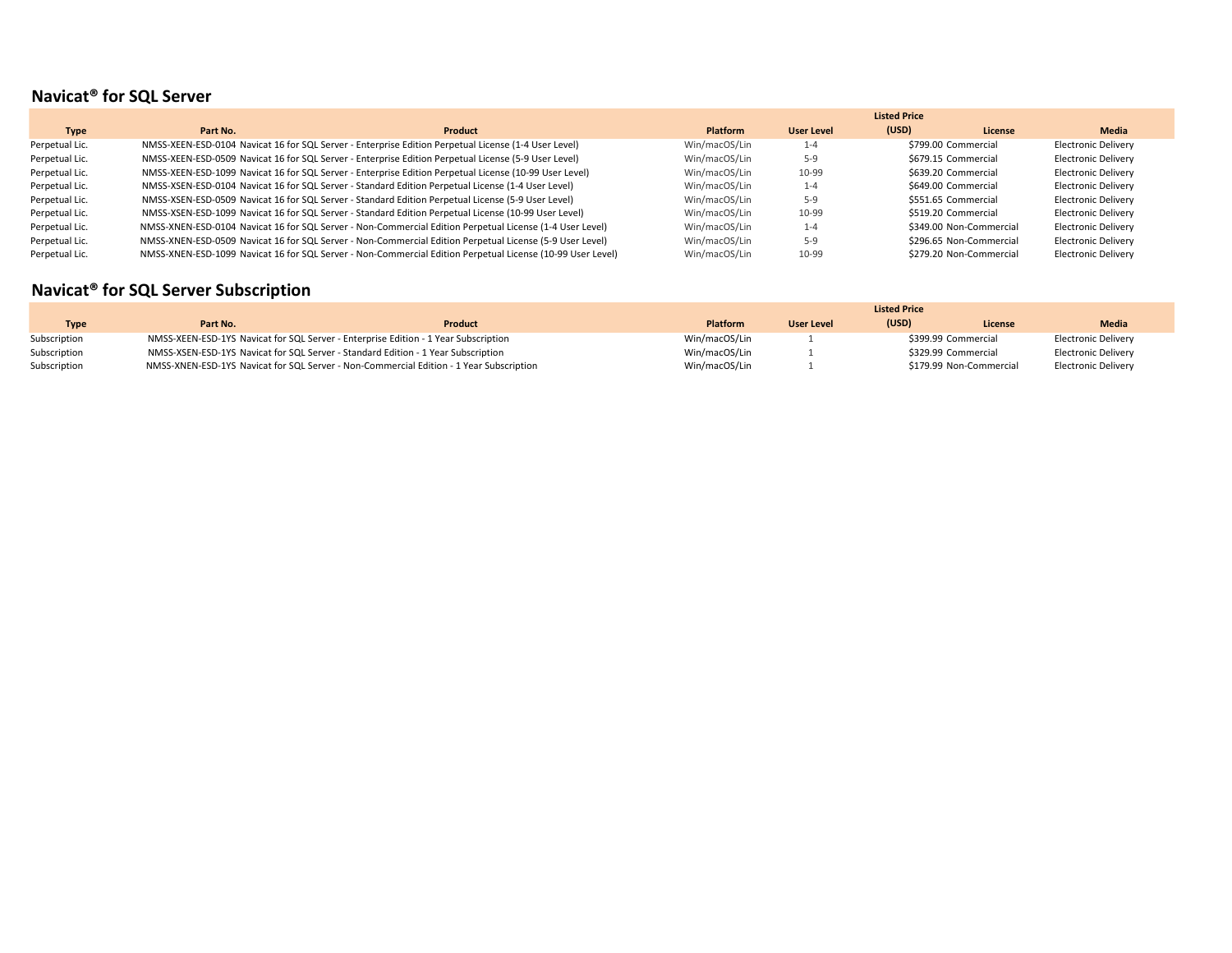## Navicat® for SQL Server

| Type | Part No. | Product | Platform | User Level | Listed Price (USD) | License | Media |
|---|---|---|---|---|---|---|---|
| Perpetual Lic. | NMSS-XEEN-ESD-0104 | Navicat 16 for SQL Server - Enterprise Edition Perpetual License (1-4 User Level) | Win/macOS/Lin | 1-4 | $799.00 | Commercial | Electronic Delivery |
| Perpetual Lic. | NMSS-XEEN-ESD-0509 | Navicat 16 for SQL Server - Enterprise Edition Perpetual License (5-9 User Level) | Win/macOS/Lin | 5-9 | $679.15 | Commercial | Electronic Delivery |
| Perpetual Lic. | NMSS-XEEN-ESD-1099 | Navicat 16 for SQL Server - Enterprise Edition Perpetual License (10-99 User Level) | Win/macOS/Lin | 10-99 | $639.20 | Commercial | Electronic Delivery |
| Perpetual Lic. | NMSS-XSEN-ESD-0104 | Navicat 16 for SQL Server - Standard Edition Perpetual License (1-4 User Level) | Win/macOS/Lin | 1-4 | $649.00 | Commercial | Electronic Delivery |
| Perpetual Lic. | NMSS-XSEN-ESD-0509 | Navicat 16 for SQL Server - Standard Edition Perpetual License (5-9 User Level) | Win/macOS/Lin | 5-9 | $551.65 | Commercial | Electronic Delivery |
| Perpetual Lic. | NMSS-XSEN-ESD-1099 | Navicat 16 for SQL Server - Standard Edition Perpetual License (10-99 User Level) | Win/macOS/Lin | 10-99 | $519.20 | Commercial | Electronic Delivery |
| Perpetual Lic. | NMSS-XNEN-ESD-0104 | Navicat 16 for SQL Server - Non-Commercial Edition Perpetual License (1-4 User Level) | Win/macOS/Lin | 1-4 | $349.00 | Non-Commercial | Electronic Delivery |
| Perpetual Lic. | NMSS-XNEN-ESD-0509 | Navicat 16 for SQL Server - Non-Commercial Edition Perpetual License (5-9 User Level) | Win/macOS/Lin | 5-9 | $296.65 | Non-Commercial | Electronic Delivery |
| Perpetual Lic. | NMSS-XNEN-ESD-1099 | Navicat 16 for SQL Server - Non-Commercial Edition Perpetual License (10-99 User Level) | Win/macOS/Lin | 10-99 | $279.20 | Non-Commercial | Electronic Delivery |

## Navicat® for SQL Server Subscription

| Type | Part No. | Product | Platform | User Level | Listed Price (USD) | License | Media |
|---|---|---|---|---|---|---|---|
| Subscription | NMSS-XEEN-ESD-1YS | Navicat for SQL Server - Enterprise Edition - 1 Year Subscription | Win/macOS/Lin | 1 | $399.99 | Commercial | Electronic Delivery |
| Subscription | NMSS-XSEN-ESD-1YS | Navicat for SQL Server - Standard Edition - 1 Year Subscription | Win/macOS/Lin | 1 | $329.99 | Commercial | Electronic Delivery |
| Subscription | NMSS-XNEN-ESD-1YS | Navicat for SQL Server - Non-Commercial Edition - 1 Year Subscription | Win/macOS/Lin | 1 | $179.99 | Non-Commercial | Electronic Delivery |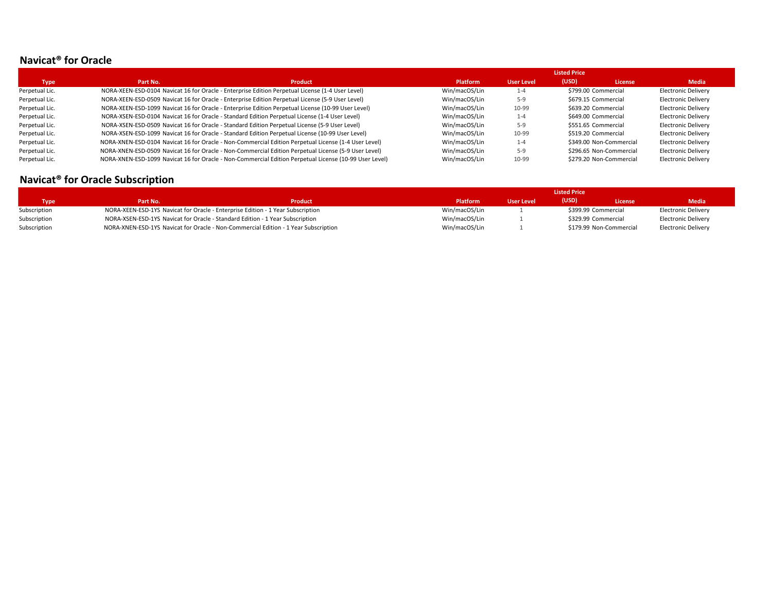## Navicat® for Oracle

| Type | Part No. | Product | Platform | User Level | Listed Price (USD) | License | Media |
|---|---|---|---|---|---|---|---|
| Perpetual Lic. | NORA-XEEN-ESD-0104 | Navicat 16 for Oracle - Enterprise Edition Perpetual License (1-4 User Level) | Win/macOS/Lin | 1-4 | $799.00 | Commercial | Electronic Delivery |
| Perpetual Lic. | NORA-XEEN-ESD-0509 | Navicat 16 for Oracle - Enterprise Edition Perpetual License (5-9 User Level) | Win/macOS/Lin | 5-9 | $679.15 | Commercial | Electronic Delivery |
| Perpetual Lic. | NORA-XEEN-ESD-1099 | Navicat 16 for Oracle - Enterprise Edition Perpetual License (10-99 User Level) | Win/macOS/Lin | 10-99 | $639.20 | Commercial | Electronic Delivery |
| Perpetual Lic. | NORA-XSEN-ESD-0104 | Navicat 16 for Oracle - Standard Edition Perpetual License (1-4 User Level) | Win/macOS/Lin | 1-4 | $649.00 | Commercial | Electronic Delivery |
| Perpetual Lic. | NORA-XSEN-ESD-0509 | Navicat 16 for Oracle - Standard Edition Perpetual License (5-9 User Level) | Win/macOS/Lin | 5-9 | $551.65 | Commercial | Electronic Delivery |
| Perpetual Lic. | NORA-XSEN-ESD-1099 | Navicat 16 for Oracle - Standard Edition Perpetual License (10-99 User Level) | Win/macOS/Lin | 10-99 | $519.20 | Commercial | Electronic Delivery |
| Perpetual Lic. | NORA-XNEN-ESD-0104 | Navicat 16 for Oracle - Non-Commercial Edition Perpetual License (1-4 User Level) | Win/macOS/Lin | 1-4 | $349.00 | Non-Commercial | Electronic Delivery |
| Perpetual Lic. | NORA-XNEN-ESD-0509 | Navicat 16 for Oracle - Non-Commercial Edition Perpetual License (5-9 User Level) | Win/macOS/Lin | 5-9 | $296.65 | Non-Commercial | Electronic Delivery |
| Perpetual Lic. | NORA-XNEN-ESD-1099 | Navicat 16 for Oracle - Non-Commercial Edition Perpetual License (10-99 User Level) | Win/macOS/Lin | 10-99 | $279.20 | Non-Commercial | Electronic Delivery |

## Navicat® for Oracle Subscription

| Type | Part No. | Product | Platform | User Level | Listed Price (USD) | License | Media |
|---|---|---|---|---|---|---|---|
| Subscription | NORA-XEEN-ESD-1YS | Navicat for Oracle - Enterprise Edition - 1 Year Subscription | Win/macOS/Lin | 1 | $399.99 | Commercial | Electronic Delivery |
| Subscription | NORA-XSEN-ESD-1YS | Navicat for Oracle - Standard Edition - 1 Year Subscription | Win/macOS/Lin | 1 | $329.99 | Commercial | Electronic Delivery |
| Subscription | NORA-XNEN-ESD-1YS | Navicat for Oracle - Non-Commercial Edition - 1 Year Subscription | Win/macOS/Lin | 1 | $179.99 | Non-Commercial | Electronic Delivery |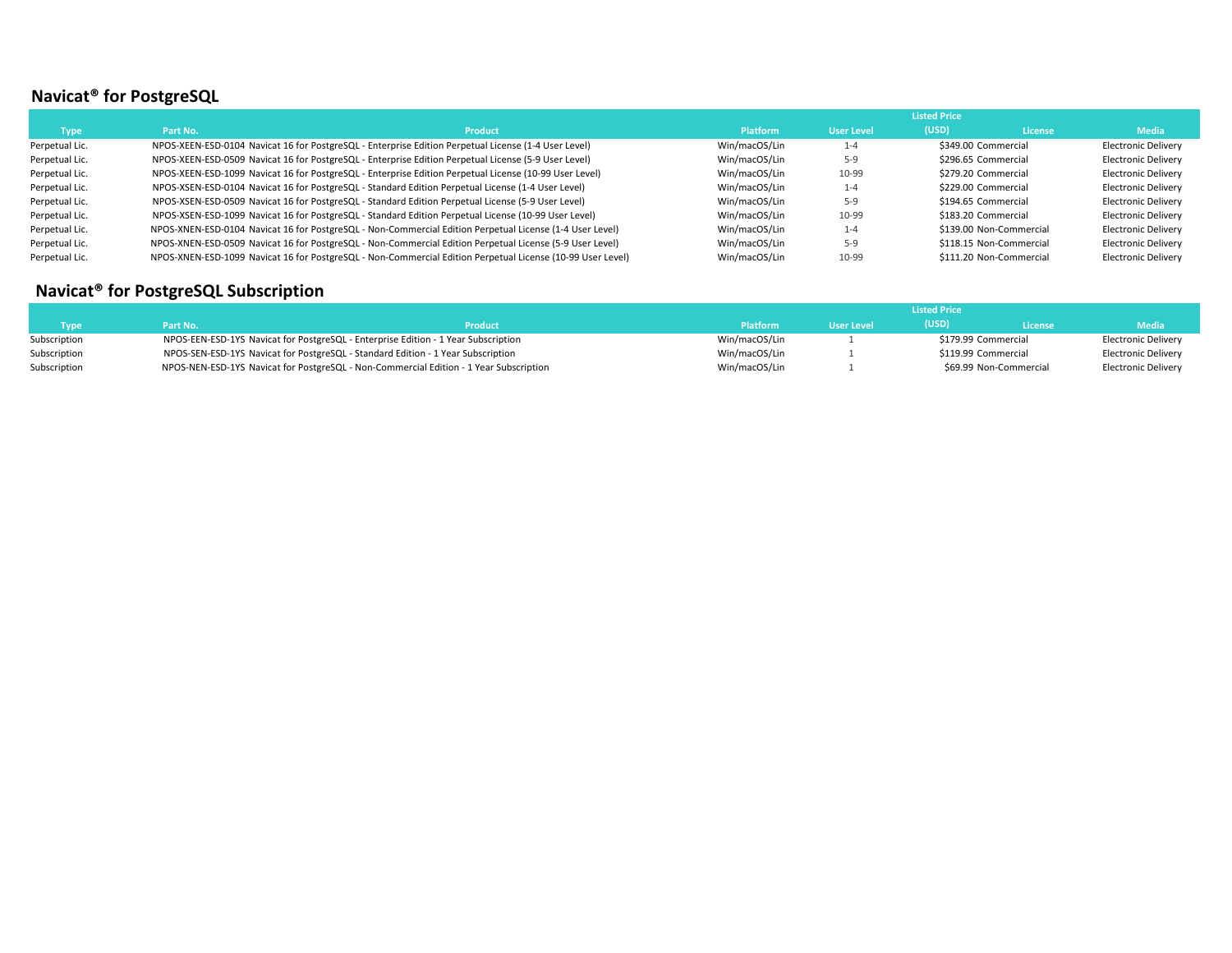## Navicat® for PostgreSQL

| Type | Part No. | Product | Platform | User Level | Listed Price (USD) | License | Media |
|---|---|---|---|---|---|---|---|
| Perpetual Lic. | NPOS-XEEN-ESD-0104 | Navicat 16 for PostgreSQL - Enterprise Edition Perpetual License (1-4 User Level) | Win/macOS/Lin | 1-4 | $349.00 | Commercial | Electronic Delivery |
| Perpetual Lic. | NPOS-XEEN-ESD-0509 | Navicat 16 for PostgreSQL - Enterprise Edition Perpetual License (5-9 User Level) | Win/macOS/Lin | 5-9 | $296.65 | Commercial | Electronic Delivery |
| Perpetual Lic. | NPOS-XEEN-ESD-1099 | Navicat 16 for PostgreSQL - Enterprise Edition Perpetual License (10-99 User Level) | Win/macOS/Lin | 10-99 | $279.20 | Commercial | Electronic Delivery |
| Perpetual Lic. | NPOS-XSEN-ESD-0104 | Navicat 16 for PostgreSQL - Standard Edition Perpetual License (1-4 User Level) | Win/macOS/Lin | 1-4 | $229.00 | Commercial | Electronic Delivery |
| Perpetual Lic. | NPOS-XSEN-ESD-0509 | Navicat 16 for PostgreSQL - Standard Edition Perpetual License (5-9 User Level) | Win/macOS/Lin | 5-9 | $194.65 | Commercial | Electronic Delivery |
| Perpetual Lic. | NPOS-XSEN-ESD-1099 | Navicat 16 for PostgreSQL - Standard Edition Perpetual License (10-99 User Level) | Win/macOS/Lin | 10-99 | $183.20 | Commercial | Electronic Delivery |
| Perpetual Lic. | NPOS-XNEN-ESD-0104 | Navicat 16 for PostgreSQL - Non-Commercial Edition Perpetual License (1-4 User Level) | Win/macOS/Lin | 1-4 | $139.00 | Non-Commercial | Electronic Delivery |
| Perpetual Lic. | NPOS-XNEN-ESD-0509 | Navicat 16 for PostgreSQL - Non-Commercial Edition Perpetual License (5-9 User Level) | Win/macOS/Lin | 5-9 | $118.15 | Non-Commercial | Electronic Delivery |
| Perpetual Lic. | NPOS-XNEN-ESD-1099 | Navicat 16 for PostgreSQL - Non-Commercial Edition Perpetual License (10-99 User Level) | Win/macOS/Lin | 10-99 | $111.20 | Non-Commercial | Electronic Delivery |

## Navicat® for PostgreSQL Subscription

| Type | Part No. | Product | Platform | User Level | Listed Price (USD) | License | Media |
|---|---|---|---|---|---|---|---|
| Subscription | NPOS-EEN-ESD-1YS | Navicat for PostgreSQL - Enterprise Edition - 1 Year Subscription | Win/macOS/Lin | 1 | $179.99 | Commercial | Electronic Delivery |
| Subscription | NPOS-SEN-ESD-1YS | Navicat for PostgreSQL - Standard Edition - 1 Year Subscription | Win/macOS/Lin | 1 | $119.99 | Commercial | Electronic Delivery |
| Subscription | NPOS-NEN-ESD-1YS | Navicat for PostgreSQL - Non-Commercial Edition - 1 Year Subscription | Win/macOS/Lin | 1 | $69.99 | Non-Commercial | Electronic Delivery |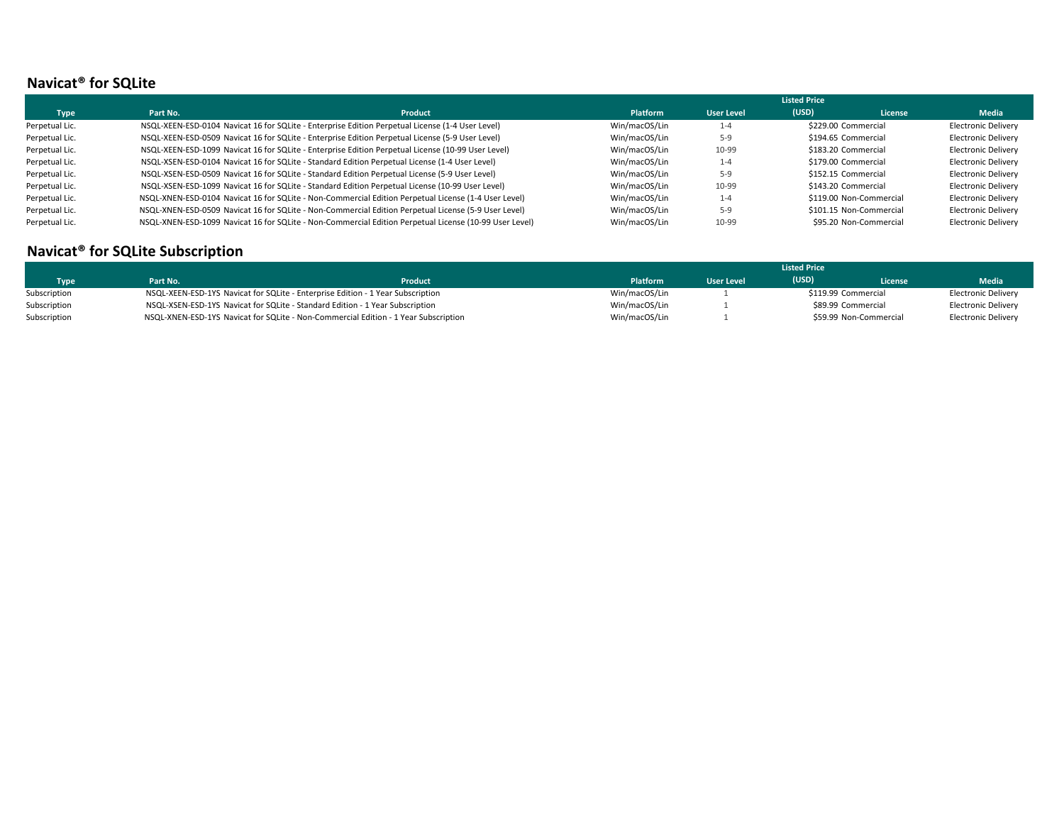## Navicat® for SQLite

| Type | Part No. | Product | Platform | User Level | Listed Price (USD) | License | Media |
|---|---|---|---|---|---|---|---|
| Perpetual Lic. | NSQL-XEEN-ESD-0104 | Navicat 16 for SQLite - Enterprise Edition Perpetual License (1-4 User Level) | Win/macOS/Lin | 1-4 | $229.00 | Commercial | Electronic Delivery |
| Perpetual Lic. | NSQL-XEEN-ESD-0509 | Navicat 16 for SQLite - Enterprise Edition Perpetual License (5-9 User Level) | Win/macOS/Lin | 5-9 | $194.65 | Commercial | Electronic Delivery |
| Perpetual Lic. | NSQL-XEEN-ESD-1099 | Navicat 16 for SQLite - Enterprise Edition Perpetual License (10-99 User Level) | Win/macOS/Lin | 10-99 | $183.20 | Commercial | Electronic Delivery |
| Perpetual Lic. | NSQL-XSEN-ESD-0104 | Navicat 16 for SQLite - Standard Edition Perpetual License (1-4 User Level) | Win/macOS/Lin | 1-4 | $179.00 | Commercial | Electronic Delivery |
| Perpetual Lic. | NSQL-XSEN-ESD-0509 | Navicat 16 for SQLite - Standard Edition Perpetual License (5-9 User Level) | Win/macOS/Lin | 5-9 | $152.15 | Commercial | Electronic Delivery |
| Perpetual Lic. | NSQL-XSEN-ESD-1099 | Navicat 16 for SQLite - Standard Edition Perpetual License (10-99 User Level) | Win/macOS/Lin | 10-99 | $143.20 | Commercial | Electronic Delivery |
| Perpetual Lic. | NSQL-XNEN-ESD-0104 | Navicat 16 for SQLite - Non-Commercial Edition Perpetual License (1-4 User Level) | Win/macOS/Lin | 1-4 | $119.00 | Non-Commercial | Electronic Delivery |
| Perpetual Lic. | NSQL-XNEN-ESD-0509 | Navicat 16 for SQLite - Non-Commercial Edition Perpetual License (5-9 User Level) | Win/macOS/Lin | 5-9 | $101.15 | Non-Commercial | Electronic Delivery |
| Perpetual Lic. | NSQL-XNEN-ESD-1099 | Navicat 16 for SQLite - Non-Commercial Edition Perpetual License (10-99 User Level) | Win/macOS/Lin | 10-99 | $95.20 | Non-Commercial | Electronic Delivery |

## Navicat® for SQLite Subscription

| Type | Part No. | Product | Platform | User Level | Listed Price (USD) | License | Media |
|---|---|---|---|---|---|---|---|
| Subscription | NSQL-XEEN-ESD-1YS | Navicat for SQLite - Enterprise Edition - 1 Year Subscription | Win/macOS/Lin | 1 | $119.99 | Commercial | Electronic Delivery |
| Subscription | NSQL-XSEN-ESD-1YS | Navicat for SQLite - Standard Edition - 1 Year Subscription | Win/macOS/Lin | 1 | $89.99 | Commercial | Electronic Delivery |
| Subscription | NSQL-XNEN-ESD-1YS | Navicat for SQLite - Non-Commercial Edition - 1 Year Subscription | Win/macOS/Lin | 1 | $59.99 | Non-Commercial | Electronic Delivery |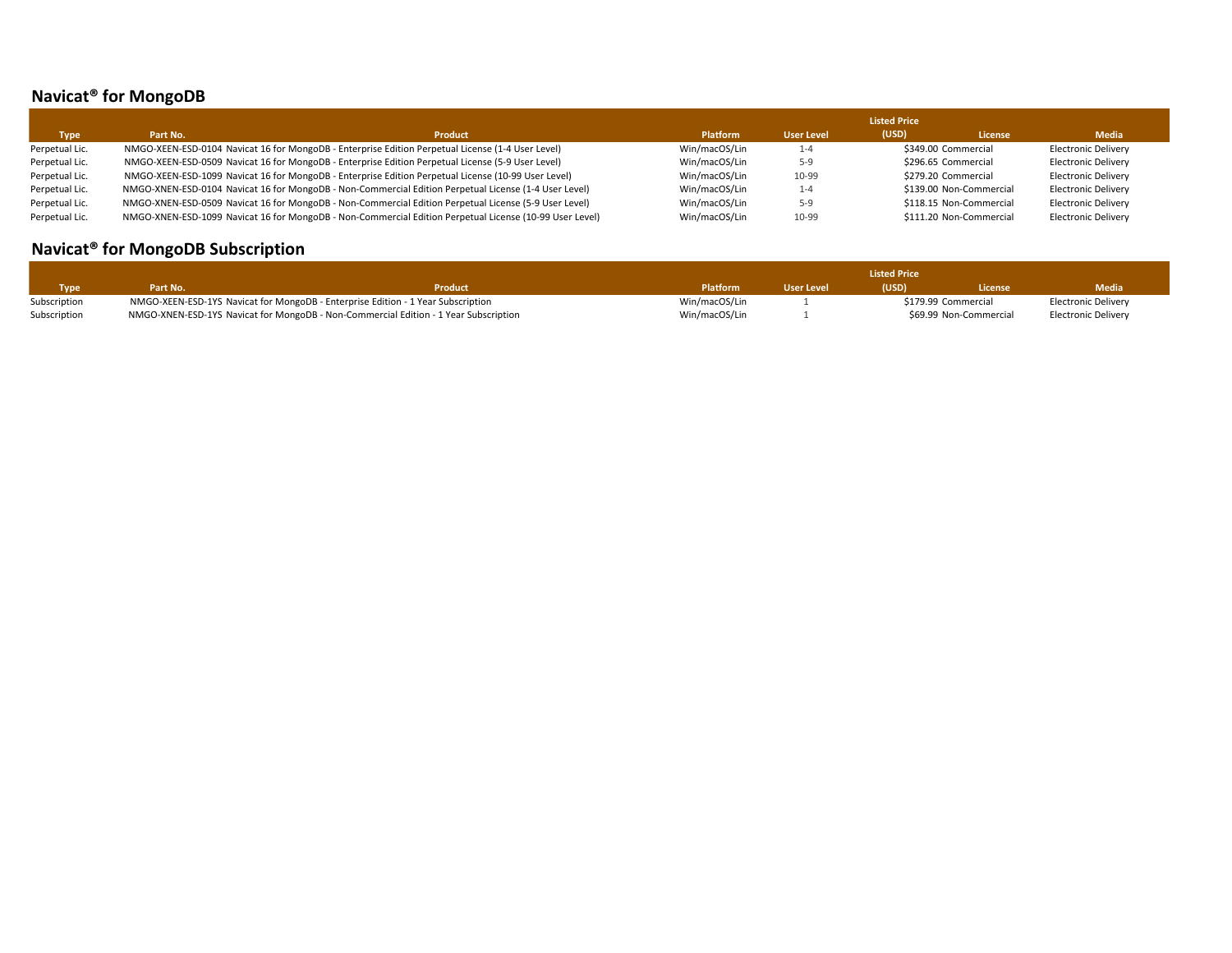## Navicat® for MongoDB

| Type | Part No. | Product | Platform | User Level | Listed Price (USD) | License | Media |
|---|---|---|---|---|---|---|---|
| Perpetual Lic. | NMGO-XEEN-ESD-0104 | Navicat 16 for MongoDB - Enterprise Edition Perpetual License (1-4 User Level) | Win/macOS/Lin | 1-4 | $349.00 | Commercial | Electronic Delivery |
| Perpetual Lic. | NMGO-XEEN-ESD-0509 | Navicat 16 for MongoDB - Enterprise Edition Perpetual License (5-9 User Level) | Win/macOS/Lin | 5-9 | $296.65 | Commercial | Electronic Delivery |
| Perpetual Lic. | NMGO-XEEN-ESD-1099 | Navicat 16 for MongoDB - Enterprise Edition Perpetual License (10-99 User Level) | Win/macOS/Lin | 10-99 | $279.20 | Commercial | Electronic Delivery |
| Perpetual Lic. | NMGO-XNEN-ESD-0104 | Navicat 16 for MongoDB - Non-Commercial Edition Perpetual License (1-4 User Level) | Win/macOS/Lin | 1-4 | $139.00 | Non-Commercial | Electronic Delivery |
| Perpetual Lic. | NMGO-XNEN-ESD-0509 | Navicat 16 for MongoDB - Non-Commercial Edition Perpetual License (5-9 User Level) | Win/macOS/Lin | 5-9 | $118.15 | Non-Commercial | Electronic Delivery |
| Perpetual Lic. | NMGO-XNEN-ESD-1099 | Navicat 16 for MongoDB - Non-Commercial Edition Perpetual License (10-99 User Level) | Win/macOS/Lin | 10-99 | $111.20 | Non-Commercial | Electronic Delivery |

## Navicat® for MongoDB Subscription

| Type | Part No. | Product | Platform | User Level | Listed Price (USD) | License | Media |
|---|---|---|---|---|---|---|---|
| Subscription | NMGO-XEEN-ESD-1YS | Navicat for MongoDB - Enterprise Edition - 1 Year Subscription | Win/macOS/Lin | 1 | $179.99 | Commercial | Electronic Delivery |
| Subscription | NMGO-XNEN-ESD-1YS | Navicat for MongoDB - Non-Commercial Edition - 1 Year Subscription | Win/macOS/Lin | 1 | $69.99 | Non-Commercial | Electronic Delivery |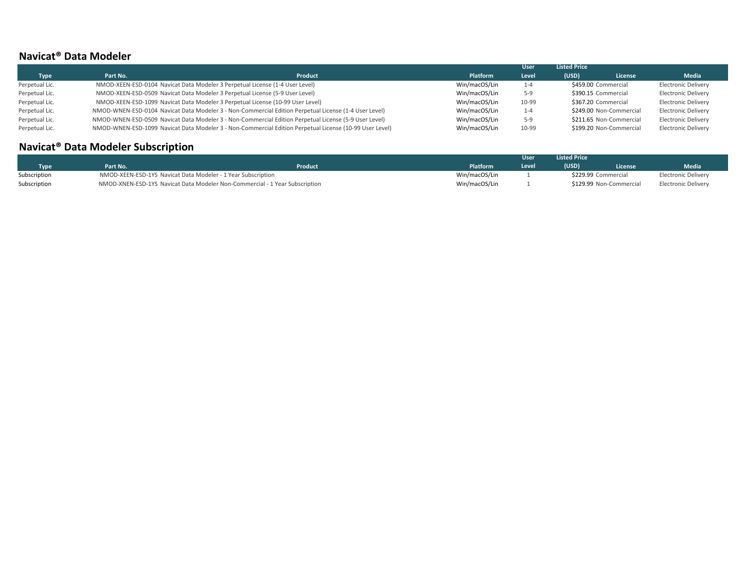## Navicat® Data Modeler

| Type | Part No. | Product | Platform | User Level | Listed Price (USD) | License | Media |
|---|---|---|---|---|---|---|---|
| Perpetual Lic. | NMOD-XEEN-ESD-0104 | Navicat Data Modeler 3 Perpetual License (1-4 User Level) | Win/macOS/Lin | 1-4 | $459.00 | Commercial | Electronic Delivery |
| Perpetual Lic. | NMOD-XEEN-ESD-0509 | Navicat Data Modeler 3 Perpetual License (5-9 User Level) | Win/macOS/Lin | 5-9 | $390.15 | Commercial | Electronic Delivery |
| Perpetual Lic. | NMOD-XEEN-ESD-1099 | Navicat Data Modeler 3 Perpetual License (10-99 User Level) | Win/macOS/Lin | 10-99 | $367.20 | Commercial | Electronic Delivery |
| Perpetual Lic. | NMOD-WNEN-ESD-0104 | Navicat Data Modeler 3 - Non-Commercial Edition Perpetual License (1-4 User Level) | Win/macOS/Lin | 1-4 | $249.00 | Non-Commercial | Electronic Delivery |
| Perpetual Lic. | NMOD-WNEN-ESD-0509 | Navicat Data Modeler 3 - Non-Commercial Edition Perpetual License (5-9 User Level) | Win/macOS/Lin | 5-9 | $211.65 | Non-Commercial | Electronic Delivery |
| Perpetual Lic. | NMOD-WNEN-ESD-1099 | Navicat Data Modeler 3 - Non-Commercial Edition Perpetual License (10-99 User Level) | Win/macOS/Lin | 10-99 | $199.20 | Non-Commercial | Electronic Delivery |

## Navicat® Data Modeler Subscription

| Type | Part No. | Product | Platform | User Level | Listed Price (USD) | License | Media |
|---|---|---|---|---|---|---|---|
| Subscription | NMOD-XEEN-ESD-1YS | Navicat Data Modeler - 1 Year Subscription | Win/macOS/Lin | 1 | $229.99 | Commercial | Electronic Delivery |
| Subscription | NMOD-XNEN-ESD-1YS | Navicat Data Modeler Non-Commercial - 1 Year Subscription | Win/macOS/Lin | 1 | $129.99 | Non-Commercial | Electronic Delivery |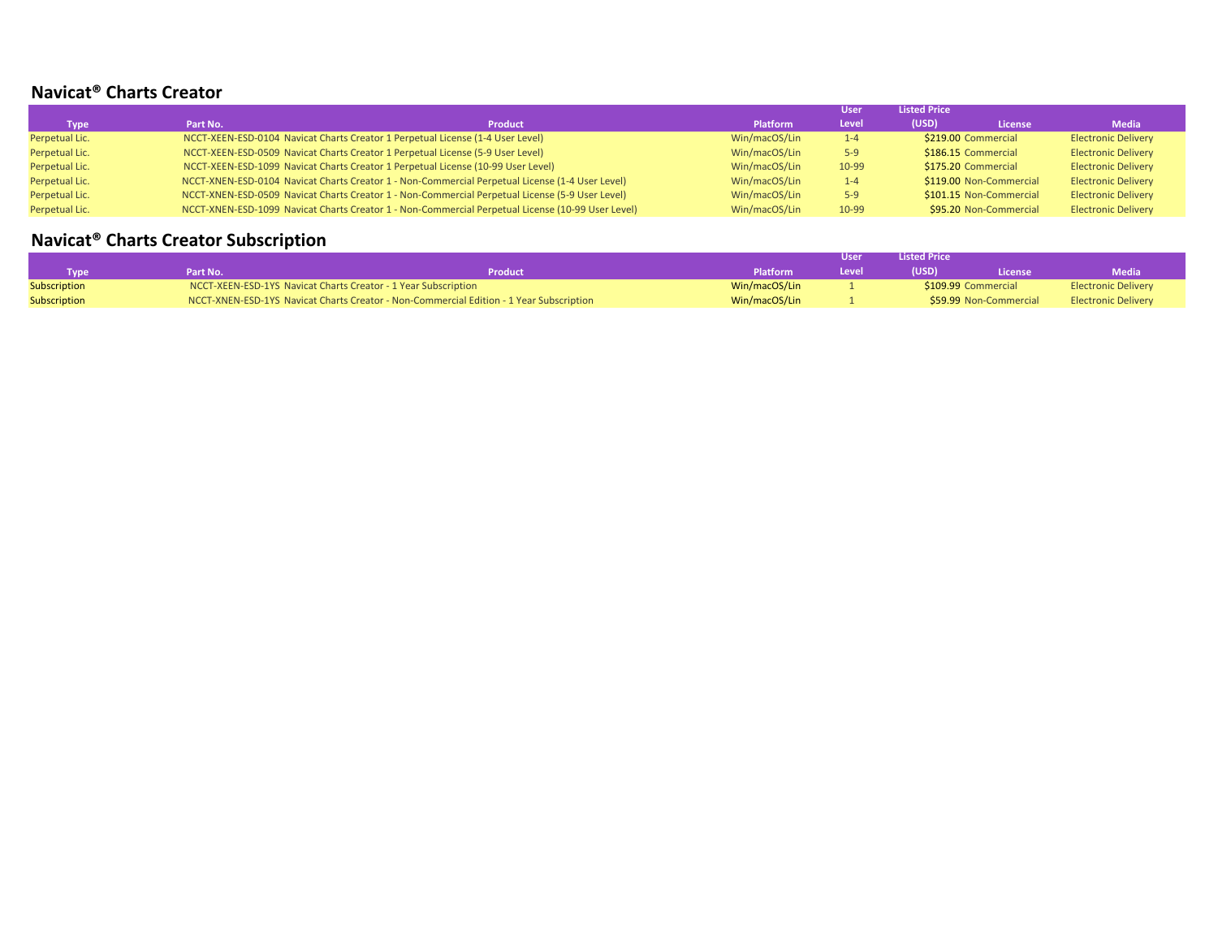## Navicat® Charts Creator

| Type | Part No. | Product | Platform | User Level | Listed Price (USD) | License | Media |
|---|---|---|---|---|---|---|---|
| Perpetual Lic. | NCCT-XEEN-ESD-0104 | Navicat Charts Creator 1 Perpetual License (1-4 User Level) | Win/macOS/Lin | 1-4 | $219.00 | Commercial | Electronic Delivery |
| Perpetual Lic. | NCCT-XEEN-ESD-0509 | Navicat Charts Creator 1 Perpetual License (5-9 User Level) | Win/macOS/Lin | 5-9 | $186.15 | Commercial | Electronic Delivery |
| Perpetual Lic. | NCCT-XEEN-ESD-1099 | Navicat Charts Creator 1 Perpetual License (10-99 User Level) | Win/macOS/Lin | 10-99 | $175.20 | Commercial | Electronic Delivery |
| Perpetual Lic. | NCCT-XNEN-ESD-0104 | Navicat Charts Creator 1 - Non-Commercial Perpetual License (1-4 User Level) | Win/macOS/Lin | 1-4 | $119.00 | Non-Commercial | Electronic Delivery |
| Perpetual Lic. | NCCT-XNEN-ESD-0509 | Navicat Charts Creator 1 - Non-Commercial Perpetual License (5-9 User Level) | Win/macOS/Lin | 5-9 | $101.15 | Non-Commercial | Electronic Delivery |
| Perpetual Lic. | NCCT-XNEN-ESD-1099 | Navicat Charts Creator 1 - Non-Commercial Perpetual License (10-99 User Level) | Win/macOS/Lin | 10-99 | $95.20 | Non-Commercial | Electronic Delivery |

## Navicat® Charts Creator Subscription

| Type | Part No. | Product | Platform | User Level | Listed Price (USD) | License | Media |
|---|---|---|---|---|---|---|---|
| Subscription | NCCT-XEEN-ESD-1YS | Navicat Charts Creator - 1 Year Subscription | Win/macOS/Lin | 1 | $109.99 | Commercial | Electronic Delivery |
| Subscription | NCCT-XNEN-ESD-1YS | Navicat Charts Creator - Non-Commercial Edition - 1 Year Subscription | Win/macOS/Lin | 1 | $59.99 | Non-Commercial | Electronic Delivery |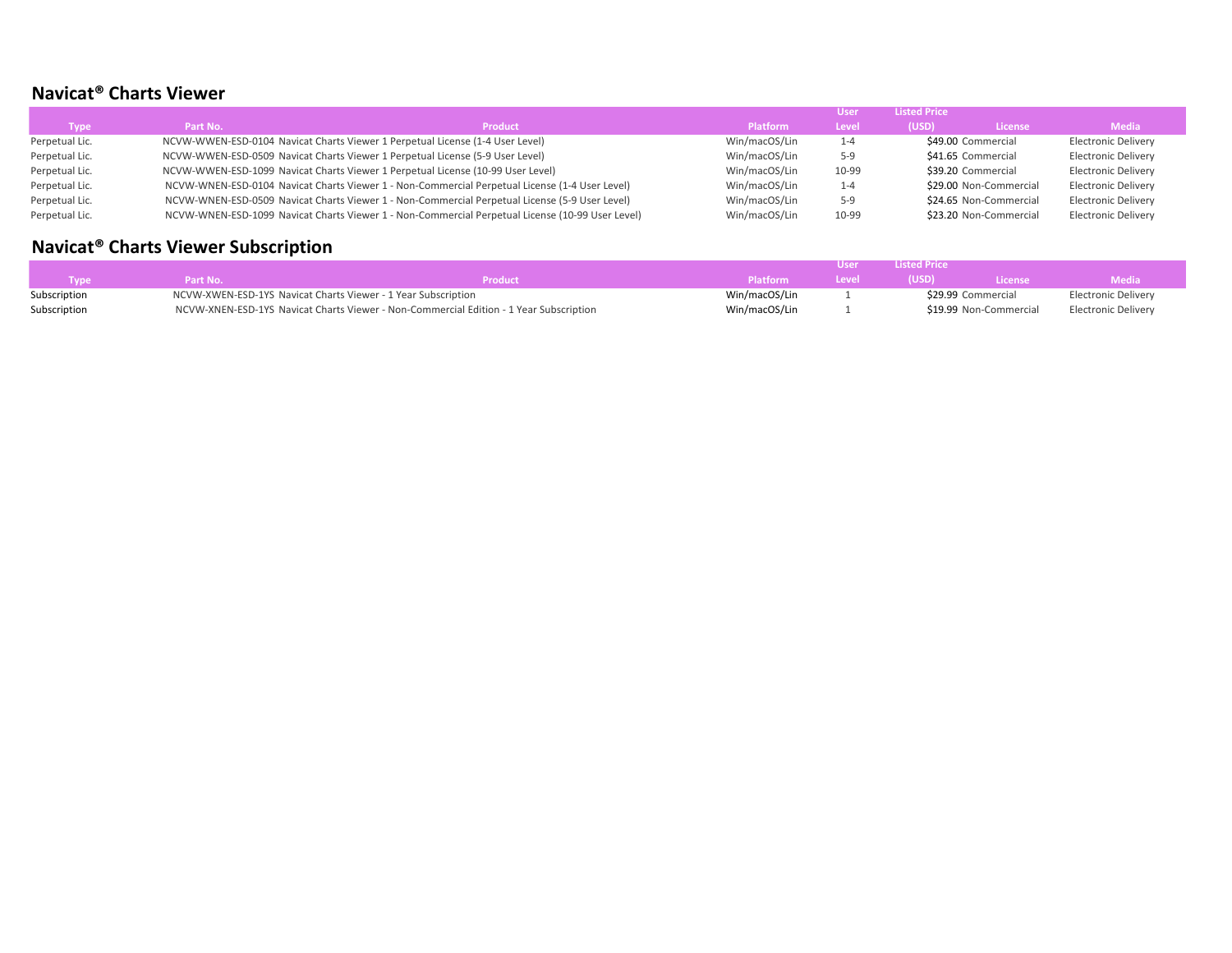## Navicat® Charts Viewer

| Type | Part No. | Product | Platform | User Level | Listed Price (USD) | License | Media |
|---|---|---|---|---|---|---|---|
| Perpetual Lic. | NCVW-WWEN-ESD-0104 | Navicat Charts Viewer 1 Perpetual License (1-4 User Level) | Win/macOS/Lin | 1-4 | $49.00 | Commercial | Electronic Delivery |
| Perpetual Lic. | NCVW-WWEN-ESD-0509 | Navicat Charts Viewer 1 Perpetual License (5-9 User Level) | Win/macOS/Lin | 5-9 | $41.65 | Commercial | Electronic Delivery |
| Perpetual Lic. | NCVW-WWEN-ESD-1099 | Navicat Charts Viewer 1 Perpetual License (10-99 User Level) | Win/macOS/Lin | 10-99 | $39.20 | Commercial | Electronic Delivery |
| Perpetual Lic. | NCVW-WNEN-ESD-0104 | Navicat Charts Viewer 1 - Non-Commercial Perpetual License (1-4 User Level) | Win/macOS/Lin | 1-4 | $29.00 | Non-Commercial | Electronic Delivery |
| Perpetual Lic. | NCVW-WNEN-ESD-0509 | Navicat Charts Viewer 1 - Non-Commercial Perpetual License (5-9 User Level) | Win/macOS/Lin | 5-9 | $24.65 | Non-Commercial | Electronic Delivery |
| Perpetual Lic. | NCVW-WNEN-ESD-1099 | Navicat Charts Viewer 1 - Non-Commercial Perpetual License (10-99 User Level) | Win/macOS/Lin | 10-99 | $23.20 | Non-Commercial | Electronic Delivery |

## Navicat® Charts Viewer Subscription

| Type | Part No. | Product | Platform | User Level | Listed Price (USD) | License | Media |
|---|---|---|---|---|---|---|---|
| Subscription | NCVW-XWEN-ESD-1YS | Navicat Charts Viewer - 1 Year Subscription | Win/macOS/Lin | 1 | $29.99 | Commercial | Electronic Delivery |
| Subscription | NCVW-XNEN-ESD-1YS | Navicat Charts Viewer - Non-Commercial Edition - 1 Year Subscription | Win/macOS/Lin | 1 | $19.99 | Non-Commercial | Electronic Delivery |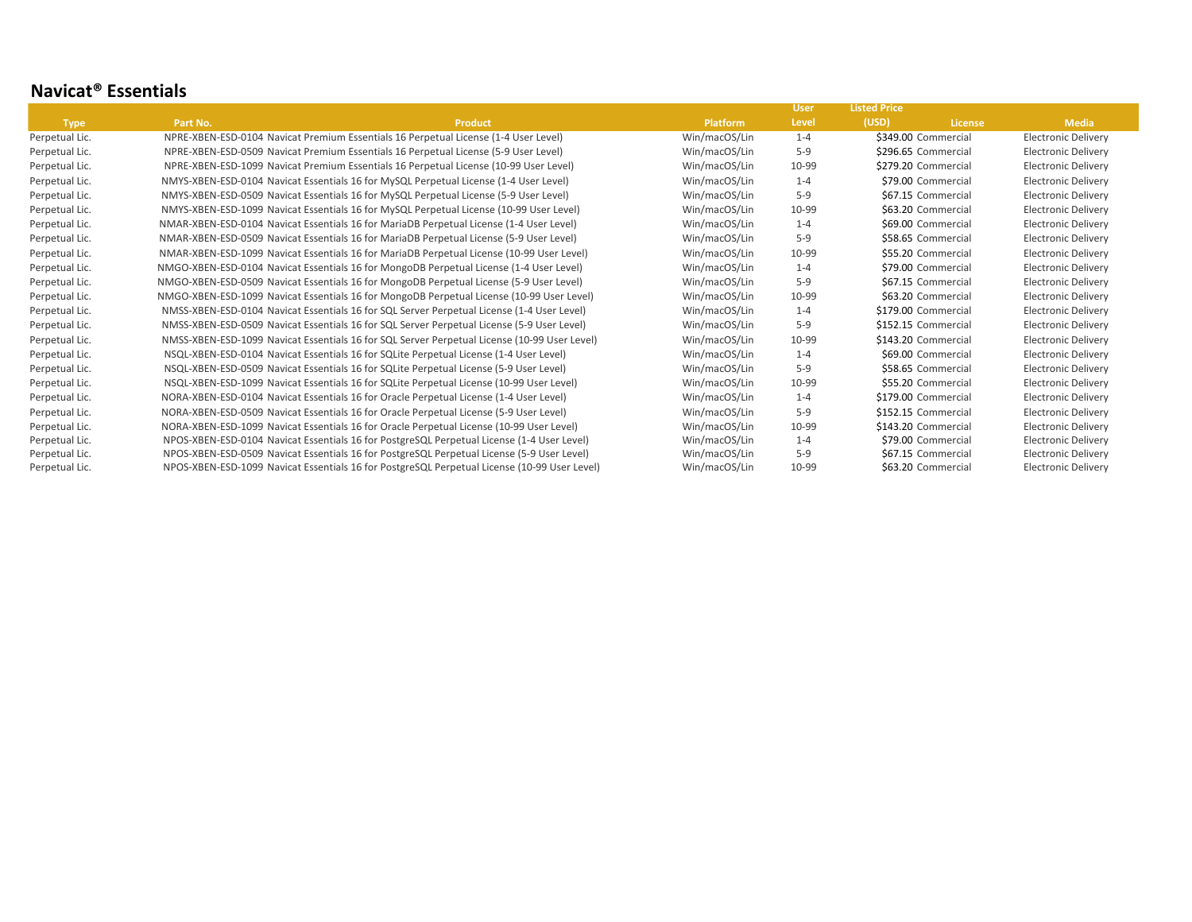## Navicat® Essentials

| Type | Part No. | Product | Platform | User Level | Listed Price (USD) | License | Media |
|---|---|---|---|---|---|---|---|
| Perpetual Lic. | NPRE-XBEN-ESD-0104 | Navicat Premium Essentials 16 Perpetual License (1-4 User Level) | Win/macOS/Lin | 1-4 | $349.00 | Commercial | Electronic Delivery |
| Perpetual Lic. | NPRE-XBEN-ESD-0509 | Navicat Premium Essentials 16 Perpetual License (5-9 User Level) | Win/macOS/Lin | 5-9 | $296.65 | Commercial | Electronic Delivery |
| Perpetual Lic. | NPRE-XBEN-ESD-1099 | Navicat Premium Essentials 16 Perpetual License (10-99 User Level) | Win/macOS/Lin | 10-99 | $279.20 | Commercial | Electronic Delivery |
| Perpetual Lic. | NMYS-XBEN-ESD-0104 | Navicat Essentials 16 for MySQL Perpetual License (1-4 User Level) | Win/macOS/Lin | 1-4 | $79.00 | Commercial | Electronic Delivery |
| Perpetual Lic. | NMYS-XBEN-ESD-0509 | Navicat Essentials 16 for MySQL Perpetual License (5-9 User Level) | Win/macOS/Lin | 5-9 | $67.15 | Commercial | Electronic Delivery |
| Perpetual Lic. | NMYS-XBEN-ESD-1099 | Navicat Essentials 16 for MySQL Perpetual License (10-99 User Level) | Win/macOS/Lin | 10-99 | $63.20 | Commercial | Electronic Delivery |
| Perpetual Lic. | NMAR-XBEN-ESD-0104 | Navicat Essentials 16 for MariaDB Perpetual License (1-4 User Level) | Win/macOS/Lin | 1-4 | $69.00 | Commercial | Electronic Delivery |
| Perpetual Lic. | NMAR-XBEN-ESD-0509 | Navicat Essentials 16 for MariaDB Perpetual License (5-9 User Level) | Win/macOS/Lin | 5-9 | $58.65 | Commercial | Electronic Delivery |
| Perpetual Lic. | NMAR-XBEN-ESD-1099 | Navicat Essentials 16 for MariaDB Perpetual License (10-99 User Level) | Win/macOS/Lin | 10-99 | $55.20 | Commercial | Electronic Delivery |
| Perpetual Lic. | NMGO-XBEN-ESD-0104 | Navicat Essentials 16 for MongoDB Perpetual License (1-4 User Level) | Win/macOS/Lin | 1-4 | $79.00 | Commercial | Electronic Delivery |
| Perpetual Lic. | NMGO-XBEN-ESD-0509 | Navicat Essentials 16 for MongoDB Perpetual License (5-9 User Level) | Win/macOS/Lin | 5-9 | $67.15 | Commercial | Electronic Delivery |
| Perpetual Lic. | NMGO-XBEN-ESD-1099 | Navicat Essentials 16 for MongoDB Perpetual License (10-99 User Level) | Win/macOS/Lin | 10-99 | $63.20 | Commercial | Electronic Delivery |
| Perpetual Lic. | NMSS-XBEN-ESD-0104 | Navicat Essentials 16 for SQL Server Perpetual License (1-4 User Level) | Win/macOS/Lin | 1-4 | $179.00 | Commercial | Electronic Delivery |
| Perpetual Lic. | NMSS-XBEN-ESD-0509 | Navicat Essentials 16 for SQL Server Perpetual License (5-9 User Level) | Win/macOS/Lin | 5-9 | $152.15 | Commercial | Electronic Delivery |
| Perpetual Lic. | NMSS-XBEN-ESD-1099 | Navicat Essentials 16 for SQL Server Perpetual License (10-99 User Level) | Win/macOS/Lin | 10-99 | $143.20 | Commercial | Electronic Delivery |
| Perpetual Lic. | NSQL-XBEN-ESD-0104 | Navicat Essentials 16 for SQLite Perpetual License (1-4 User Level) | Win/macOS/Lin | 1-4 | $69.00 | Commercial | Electronic Delivery |
| Perpetual Lic. | NSQL-XBEN-ESD-0509 | Navicat Essentials 16 for SQLite Perpetual License (5-9 User Level) | Win/macOS/Lin | 5-9 | $58.65 | Commercial | Electronic Delivery |
| Perpetual Lic. | NSQL-XBEN-ESD-1099 | Navicat Essentials 16 for SQLite Perpetual License (10-99 User Level) | Win/macOS/Lin | 10-99 | $55.20 | Commercial | Electronic Delivery |
| Perpetual Lic. | NORA-XBEN-ESD-0104 | Navicat Essentials 16 for Oracle Perpetual License (1-4 User Level) | Win/macOS/Lin | 1-4 | $179.00 | Commercial | Electronic Delivery |
| Perpetual Lic. | NORA-XBEN-ESD-0509 | Navicat Essentials 16 for Oracle Perpetual License (5-9 User Level) | Win/macOS/Lin | 5-9 | $152.15 | Commercial | Electronic Delivery |
| Perpetual Lic. | NORA-XBEN-ESD-1099 | Navicat Essentials 16 for Oracle Perpetual License (10-99 User Level) | Win/macOS/Lin | 10-99 | $143.20 | Commercial | Electronic Delivery |
| Perpetual Lic. | NPOS-XBEN-ESD-0104 | Navicat Essentials 16 for PostgreSQL Perpetual License (1-4 User Level) | Win/macOS/Lin | 1-4 | $79.00 | Commercial | Electronic Delivery |
| Perpetual Lic. | NPOS-XBEN-ESD-0509 | Navicat Essentials 16 for PostgreSQL Perpetual License (5-9 User Level) | Win/macOS/Lin | 5-9 | $67.15 | Commercial | Electronic Delivery |
| Perpetual Lic. | NPOS-XBEN-ESD-1099 | Navicat Essentials 16 for PostgreSQL Perpetual License (10-99 User Level) | Win/macOS/Lin | 10-99 | $63.20 | Commercial | Electronic Delivery |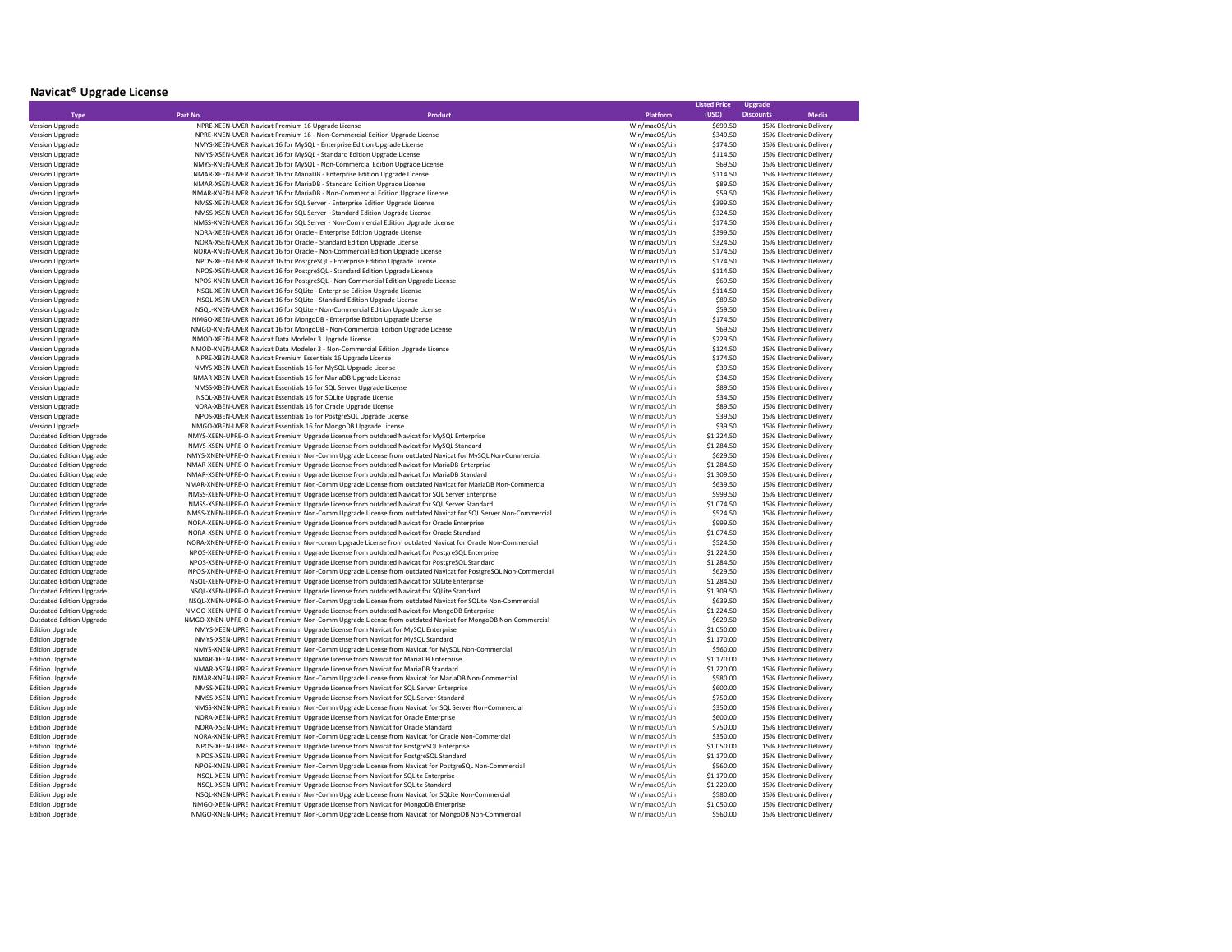## Navicat® Upgrade License

| Type | Part No. | Product | Platform | Listed Price (USD) | Upgrade Discounts | Media |
|---|---|---|---|---|---|---|
| Version Upgrade | NPRE-XEEN-UVER | Navicat Premium 16 Upgrade License | Win/macOS/Lin | $699.50 | 15% | Electronic Delivery |
| Version Upgrade | NPRE-XNEN-UVER | Navicat Premium 16 - Non-Commercial Edition Upgrade License | Win/macOS/Lin | $349.50 | 15% | Electronic Delivery |
| Version Upgrade | NMYS-XEEN-UVER | Navicat 16 for MySQL - Enterprise Edition Upgrade License | Win/macOS/Lin | $174.50 | 15% | Electronic Delivery |
| Version Upgrade | NMYS-XSEN-UVER | Navicat 16 for MySQL - Standard Edition Upgrade License | Win/macOS/Lin | $114.50 | 15% | Electronic Delivery |
| Version Upgrade | NMYS-XNEN-UVER | Navicat 16 for MySQL - Non-Commercial Edition Upgrade License | Win/macOS/Lin | $69.50 | 15% | Electronic Delivery |
| Version Upgrade | NMAR-XEEN-UVER | Navicat 16 for MariaDB - Enterprise Edition Upgrade License | Win/macOS/Lin | $114.50 | 15% | Electronic Delivery |
| Version Upgrade | NMAR-XSEN-UVER | Navicat 16 for MariaDB - Standard Edition Upgrade License | Win/macOS/Lin | $89.50 | 15% | Electronic Delivery |
| Version Upgrade | NMAR-XNEN-UVER | Navicat 16 for MariaDB - Non-Commercial Edition Upgrade License | Win/macOS/Lin | $59.50 | 15% | Electronic Delivery |
| Version Upgrade | NMSS-XEEN-UVER | Navicat 16 for SQL Server - Enterprise Edition Upgrade License | Win/macOS/Lin | $399.50 | 15% | Electronic Delivery |
| Version Upgrade | NMSS-XSEN-UVER | Navicat 16 for SQL Server - Standard Edition Upgrade License | Win/macOS/Lin | $324.50 | 15% | Electronic Delivery |
| Version Upgrade | NMSS-XNEN-UVER | Navicat 16 for SQL Server - Non-Commercial Edition Upgrade License | Win/macOS/Lin | $174.50 | 15% | Electronic Delivery |
| Version Upgrade | NORA-XEEN-UVER | Navicat 16 for Oracle - Enterprise Edition Upgrade License | Win/macOS/Lin | $399.50 | 15% | Electronic Delivery |
| Version Upgrade | NORA-XSEN-UVER | Navicat 16 for Oracle - Standard Edition Upgrade License | Win/macOS/Lin | $324.50 | 15% | Electronic Delivery |
| Version Upgrade | NORA-XNEN-UVER | Navicat 16 for Oracle - Non-Commercial Edition Upgrade License | Win/macOS/Lin | $174.50 | 15% | Electronic Delivery |
| Version Upgrade | NPOS-XEEN-UVER | Navicat 16 for PostgreSQL - Enterprise Edition Upgrade License | Win/macOS/Lin | $174.50 | 15% | Electronic Delivery |
| Version Upgrade | NPOS-XSEN-UVER | Navicat 16 for PostgreSQL - Standard Edition Upgrade License | Win/macOS/Lin | $114.50 | 15% | Electronic Delivery |
| Version Upgrade | NPOS-XNEN-UVER | Navicat 16 for PostgreSQL - Non-Commercial Edition Upgrade License | Win/macOS/Lin | $69.50 | 15% | Electronic Delivery |
| Version Upgrade | NSQL-XEEN-UVER | Navicat 16 for SQLite - Enterprise Edition Upgrade License | Win/macOS/Lin | $114.50 | 15% | Electronic Delivery |
| Version Upgrade | NSQL-XSEN-UVER | Navicat 16 for SQLite - Standard Edition Upgrade License | Win/macOS/Lin | $89.50 | 15% | Electronic Delivery |
| Version Upgrade | NSQL-XNEN-UVER | Navicat 16 for SQLite - Non-Commercial Edition Upgrade License | Win/macOS/Lin | $59.50 | 15% | Electronic Delivery |
| Version Upgrade | NMGO-XEEN-UVER | Navicat 16 for MongoDB - Enterprise Edition Upgrade License | Win/macOS/Lin | $174.50 | 15% | Electronic Delivery |
| Version Upgrade | NMGO-XNEN-UVER | Navicat 16 for MongoDB - Non-Commercial Edition Upgrade License | Win/macOS/Lin | $69.50 | 15% | Electronic Delivery |
| Version Upgrade | NMOD-XEEN-UVER | Navicat Data Modeler 3 Upgrade License | Win/macOS/Lin | $229.50 | 15% | Electronic Delivery |
| Version Upgrade | NMOD-XNEN-UVER | Navicat Data Modeler 3 - Non-Commercial Edition Upgrade License | Win/macOS/Lin | $124.50 | 15% | Electronic Delivery |
| Version Upgrade | NPRE-XBEN-UVER | Navicat Premium Essentials 16 Upgrade License | Win/macOS/Lin | $174.50 | 15% | Electronic Delivery |
| Version Upgrade | NMYS-XBEN-UVER | Navicat Essentials 16 for MySQL Upgrade License | Win/macOS/Lin | $39.50 | 15% | Electronic Delivery |
| Version Upgrade | NMAR-XBEN-UVER | Navicat Essentials 16 for MariaDB Upgrade License | Win/macOS/Lin | $34.50 | 15% | Electronic Delivery |
| Version Upgrade | NMSS-XBEN-UVER | Navicat Essentials 16 for SQL Server Upgrade License | Win/macOS/Lin | $89.50 | 15% | Electronic Delivery |
| Version Upgrade | NSQL-XBEN-UVER | Navicat Essentials 16 for SQLite Upgrade License | Win/macOS/Lin | $34.50 | 15% | Electronic Delivery |
| Version Upgrade | NORA-XBEN-UVER | Navicat Essentials 16 for Oracle Upgrade License | Win/macOS/Lin | $89.50 | 15% | Electronic Delivery |
| Version Upgrade | NPOS-XBEN-UVER | Navicat Essentials 16 for PostgreSQL Upgrade License | Win/macOS/Lin | $39.50 | 15% | Electronic Delivery |
| Version Upgrade | NMGO-XBEN-UVER | Navicat Essentials 16 for MongoDB Upgrade License | Win/macOS/Lin | $39.50 | 15% | Electronic Delivery |
| Outdated Edition Upgrade | NMYS-XEEN-UPRE-O | Navicat Premium Upgrade License from outdated Navicat for MySQL Enterprise | Win/macOS/Lin | $1,224.50 | 15% | Electronic Delivery |
| Outdated Edition Upgrade | NMYS-XSEN-UPRE-O | Navicat Premium Upgrade License from outdated Navicat for MySQL Standard | Win/macOS/Lin | $1,284.50 | 15% | Electronic Delivery |
| Outdated Edition Upgrade | NMYS-XNEN-UPRE-O | Navicat Premium Non-Comm Upgrade License from outdated Navicat for MySQL Non-Commercial | Win/macOS/Lin | $629.50 | 15% | Electronic Delivery |
| Outdated Edition Upgrade | NMAR-XEEN-UPRE-O | Navicat Premium Upgrade License from outdated Navicat for MariaDB Enterprise | Win/macOS/Lin | $1,284.50 | 15% | Electronic Delivery |
| Outdated Edition Upgrade | NMAR-XSEN-UPRE-O | Navicat Premium Upgrade License from outdated Navicat for MariaDB Standard | Win/macOS/Lin | $1,309.50 | 15% | Electronic Delivery |
| Outdated Edition Upgrade | NMAR-XNEN-UPRE-O | Navicat Premium Non-Comm Upgrade License from outdated Navicat for MariaDB Non-Commercial | Win/macOS/Lin | $639.50 | 15% | Electronic Delivery |
| Outdated Edition Upgrade | NMSS-XEEN-UPRE-O | Navicat Premium Upgrade License from outdated Navicat for SQL Server Enterprise | Win/macOS/Lin | $999.50 | 15% | Electronic Delivery |
| Outdated Edition Upgrade | NMSS-XSEN-UPRE-O | Navicat Premium Upgrade License from outdated Navicat for SQL Server Standard | Win/macOS/Lin | $1,074.50 | 15% | Electronic Delivery |
| Outdated Edition Upgrade | NMSS-XNEN-UPRE-O | Navicat Premium Non-Comm Upgrade License from outdated Navicat for SQL Server Non-Commercial | Win/macOS/Lin | $524.50 | 15% | Electronic Delivery |
| Outdated Edition Upgrade | NORA-XEEN-UPRE-O | Navicat Premium Upgrade License from outdated Navicat for Oracle Enterprise | Win/macOS/Lin | $999.50 | 15% | Electronic Delivery |
| Outdated Edition Upgrade | NORA-XSEN-UPRE-O | Navicat Premium Upgrade License from outdated Navicat for Oracle Standard | Win/macOS/Lin | $1,074.50 | 15% | Electronic Delivery |
| Outdated Edition Upgrade | NORA-XNEN-UPRE-O | Navicat Premium Non-comm Upgrade License from outdated Navicat for Oracle Non-Commercial | Win/macOS/Lin | $524.50 | 15% | Electronic Delivery |
| Outdated Edition Upgrade | NPOS-XEEN-UPRE-O | Navicat Premium Upgrade License from outdated Navicat for PostgreSQL Enterprise | Win/macOS/Lin | $1,224.50 | 15% | Electronic Delivery |
| Outdated Edition Upgrade | NPOS-XSEN-UPRE-O | Navicat Premium Upgrade License from outdated Navicat for PostgreSQL Standard | Win/macOS/Lin | $1,284.50 | 15% | Electronic Delivery |
| Outdated Edition Upgrade | NPOS-XNEN-UPRE-O | Navicat Premium Non-Comm Upgrade License from outdated Navicat for PostgreSQL Non-Commercial | Win/macOS/Lin | $629.50 | 15% | Electronic Delivery |
| Outdated Edition Upgrade | NSQL-XEEN-UPRE-O | Navicat Premium Upgrade License from outdated Navicat for SQLite Enterprise | Win/macOS/Lin | $1,284.50 | 15% | Electronic Delivery |
| Outdated Edition Upgrade | NSQL-XSEN-UPRE-O | Navicat Premium Upgrade License from outdated Navicat for SQLite Standard | Win/macOS/Lin | $1,309.50 | 15% | Electronic Delivery |
| Outdated Edition Upgrade | NSQL-XNEN-UPRE-O | Navicat Premium Non-Comm Upgrade License from outdated Navicat for SQLite Non-Commercial | Win/macOS/Lin | $639.50 | 15% | Electronic Delivery |
| Outdated Edition Upgrade | NMGO-XEEN-UPRE-O | Navicat Premium Upgrade License from outdated Navicat for MongoDB Enterprise | Win/macOS/Lin | $1,224.50 | 15% | Electronic Delivery |
| Outdated Edition Upgrade | NMGO-XNEN-UPRE-O | Navicat Premium Non-Comm Upgrade License from outdated Navicat for MongoDB Non-Commercial | Win/macOS/Lin | $629.50 | 15% | Electronic Delivery |
| Edition Upgrade | NMYS-XEEN-UPRE | Navicat Premium Upgrade License from Navicat for MySQL Enterprise | Win/macOS/Lin | $1,050.00 | 15% | Electronic Delivery |
| Edition Upgrade | NMYS-XSEN-UPRE | Navicat Premium Upgrade License from Navicat for MySQL Standard | Win/macOS/Lin | $1,170.00 | 15% | Electronic Delivery |
| Edition Upgrade | NMYS-XNEN-UPRE | Navicat Premium Non-Comm Upgrade License from Navicat for MySQL Non-Commercial | Win/macOS/Lin | $560.00 | 15% | Electronic Delivery |
| Edition Upgrade | NMAR-XEEN-UPRE | Navicat Premium Upgrade License from Navicat for MariaDB Enterprise | Win/macOS/Lin | $1,170.00 | 15% | Electronic Delivery |
| Edition Upgrade | NMAR-XSEN-UPRE | Navicat Premium Upgrade License from Navicat for MariaDB Standard | Win/macOS/Lin | $1,220.00 | 15% | Electronic Delivery |
| Edition Upgrade | NMAR-XNEN-UPRE | Navicat Premium Non-Comm Upgrade License from Navicat for MariaDB Non-Commercial | Win/macOS/Lin | $580.00 | 15% | Electronic Delivery |
| Edition Upgrade | NMSS-XEEN-UPRE | Navicat Premium Upgrade License from Navicat for SQL Server Enterprise | Win/macOS/Lin | $600.00 | 15% | Electronic Delivery |
| Edition Upgrade | NMSS-XSEN-UPRE | Navicat Premium Upgrade License from Navicat for SQL Server Standard | Win/macOS/Lin | $750.00 | 15% | Electronic Delivery |
| Edition Upgrade | NMSS-XNEN-UPRE | Navicat Premium Non-Comm Upgrade License from Navicat for SQL Server Non-Commercial | Win/macOS/Lin | $350.00 | 15% | Electronic Delivery |
| Edition Upgrade | NORA-XEEN-UPRE | Navicat Premium Upgrade License from Navicat for Oracle Enterprise | Win/macOS/Lin | $600.00 | 15% | Electronic Delivery |
| Edition Upgrade | NORA-XSEN-UPRE | Navicat Premium Upgrade License from Navicat for Oracle Standard | Win/macOS/Lin | $750.00 | 15% | Electronic Delivery |
| Edition Upgrade | NORA-XNEN-UPRE | Navicat Premium Non-Comm Upgrade License from Navicat for Oracle Non-Commercial | Win/macOS/Lin | $350.00 | 15% | Electronic Delivery |
| Edition Upgrade | NPOS-XEEN-UPRE | Navicat Premium Upgrade License from Navicat for PostgreSQL Enterprise | Win/macOS/Lin | $1,050.00 | 15% | Electronic Delivery |
| Edition Upgrade | NPOS-XSEN-UPRE | Navicat Premium Upgrade License from Navicat for PostgreSQL Standard | Win/macOS/Lin | $1,170.00 | 15% | Electronic Delivery |
| Edition Upgrade | NPOS-XNEN-UPRE | Navicat Premium Non-Comm Upgrade License from Navicat for PostgreSQL Non-Commercial | Win/macOS/Lin | $560.00 | 15% | Electronic Delivery |
| Edition Upgrade | NSQL-XEEN-UPRE | Navicat Premium Upgrade License from Navicat for SQLite Enterprise | Win/macOS/Lin | $1,170.00 | 15% | Electronic Delivery |
| Edition Upgrade | NSQL-XSEN-UPRE | Navicat Premium Upgrade License from Navicat for SQLite Standard | Win/macOS/Lin | $1,220.00 | 15% | Electronic Delivery |
| Edition Upgrade | NSQL-XNEN-UPRE | Navicat Premium Non-Comm Upgrade License from Navicat for SQLite Non-Commercial | Win/macOS/Lin | $580.00 | 15% | Electronic Delivery |
| Edition Upgrade | NMGO-XEEN-UPRE | Navicat Premium Upgrade License from Navicat for MongoDB Enterprise | Win/macOS/Lin | $1,050.00 | 15% | Electronic Delivery |
| Edition Upgrade | NMGO-XNEN-UPRE | Navicat Premium Non-Comm Upgrade License from Navicat for MongoDB Non-Commercial | Win/macOS/Lin | $560.00 | 15% | Electronic Delivery |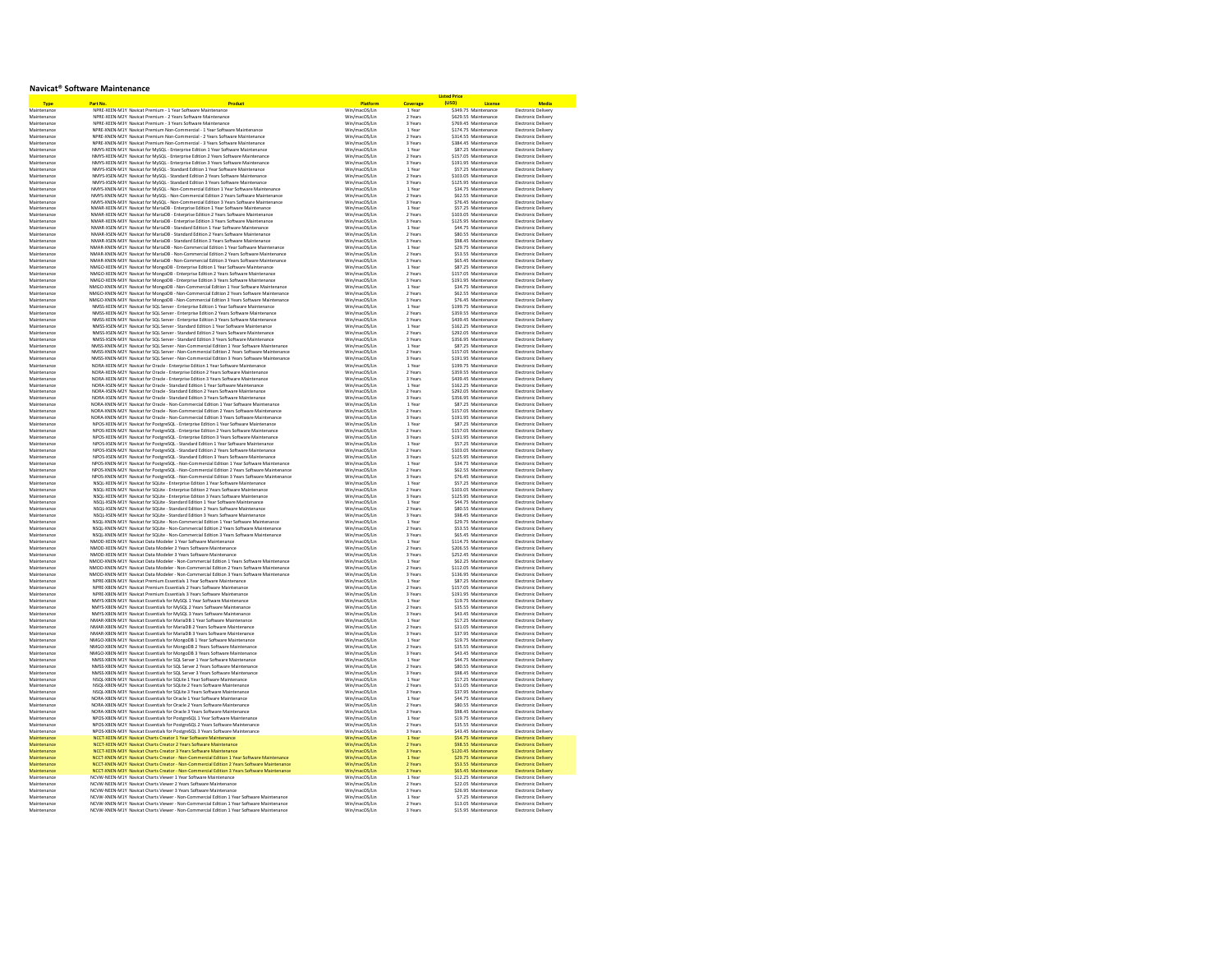## Navicat® Software Maintenance

| Type | Part No. | Product | Platform | Coverage | Listed Price (USD) | License | Media |
|---|---|---|---|---|---|---|---|
| Maintenance | NPRE-XEEN-M1Y | Navicat Premium - 1 Year Software Maintenance | Win/macOS/Lin | 1 Year | $349.75 | Maintenance | Electronic Delivery |
| Maintenance | NPRE-XEEN-M2Y | Navicat Premium - 2 Years Software Maintenance | Win/macOS/Lin | 2 Years | $629.55 | Maintenance | Electronic Delivery |
| Maintenance | NPRE-XEEN-M3Y | Navicat Premium - 3 Years Software Maintenance | Win/macOS/Lin | 3 Years | $769.45 | Maintenance | Electronic Delivery |
| Maintenance | NPRE-XNEN-M1Y | Navicat Premium Non-Commercial - 1 Year Software Maintenance | Win/macOS/Lin | 1 Year | $174.75 | Maintenance | Electronic Delivery |
| Maintenance | NPRE-XNEN-M2Y | Navicat Premium Non-Commercial - 2 Years Software Maintenance | Win/macOS/Lin | 2 Years | $314.55 | Maintenance | Electronic Delivery |
| Maintenance | NPRE-XNEN-M3Y | Navicat Premium Non-Commercial - 3 Years Software Maintenance | Win/macOS/Lin | 3 Years | $384.45 | Maintenance | Electronic Delivery |
| Maintenance | NMYS-XEEN-M1Y | Navicat for MySQL - Enterprise Edition 1 Year Software Maintenance | Win/macOS/Lin | 1 Year | $87.25 | Maintenance | Electronic Delivery |
| Maintenance | NMYS-XEEN-M2Y | Navicat for MySQL - Enterprise Edition 2 Years Software Maintenance | Win/macOS/Lin | 2 Years | $157.05 | Maintenance | Electronic Delivery |
| Maintenance | NMYS-XEEN-M3Y | Navicat for MySQL - Enterprise Edition 3 Years Software Maintenance | Win/macOS/Lin | 3 Years | $191.95 | Maintenance | Electronic Delivery |
| Maintenance | NMYS-XSEN-M1Y | Navicat for MySQL - Standard Edition 1 Year Software Maintenance | Win/macOS/Lin | 1 Year | $57.25 | Maintenance | Electronic Delivery |
| Maintenance | NMYS-XSEN-M2Y | Navicat for MySQL - Standard Edition 2 Years Software Maintenance | Win/macOS/Lin | 2 Years | $103.05 | Maintenance | Electronic Delivery |
| Maintenance | NMYS-XSEN-M3Y | Navicat for MySQL - Standard Edition 3 Years Software Maintenance | Win/macOS/Lin | 3 Years | $125.95 | Maintenance | Electronic Delivery |
| Maintenance | NMYS-XNEN-M1Y | Navicat for MySQL - Non-Commercial Edition 1 Year Software Maintenance | Win/macOS/Lin | 1 Year | $34.75 | Maintenance | Electronic Delivery |
| Maintenance | NMYS-XNEN-M2Y | Navicat for MySQL - Non-Commercial Edition 2 Years Software Maintenance | Win/macOS/Lin | 2 Years | $62.55 | Maintenance | Electronic Delivery |
| Maintenance | NMYS-XNEN-M3Y | Navicat for MySQL - Non-Commercial Edition 3 Years Software Maintenance | Win/macOS/Lin | 3 Years | $76.45 | Maintenance | Electronic Delivery |
| Maintenance | NMAR-XEEN-M1Y | Navicat for MariaDB - Enterprise Edition 1 Year Software Maintenance | Win/macOS/Lin | 1 Year | $57.25 | Maintenance | Electronic Delivery |
| Maintenance | NMAR-XEEN-M2Y | Navicat for MariaDB - Enterprise Edition 2 Years Software Maintenance | Win/macOS/Lin | 2 Years | $103.05 | Maintenance | Electronic Delivery |
| Maintenance | NMAR-XEEN-M3Y | Navicat for MariaDB - Enterprise Edition 3 Years Software Maintenance | Win/macOS/Lin | 3 Years | $125.95 | Maintenance | Electronic Delivery |
| Maintenance | NMAR-XSEN-M1Y | Navicat for MariaDB - Standard Edition 1 Year Software Maintenance | Win/macOS/Lin | 1 Year | $44.75 | Maintenance | Electronic Delivery |
| Maintenance | NMAR-XSEN-M2Y | Navicat for MariaDB - Standard Edition 2 Years Software Maintenance | Win/macOS/Lin | 2 Years | $80.55 | Maintenance | Electronic Delivery |
| Maintenance | NMAR-XSEN-M3Y | Navicat for MariaDB - Standard Edition 3 Years Software Maintenance | Win/macOS/Lin | 3 Years | $98.45 | Maintenance | Electronic Delivery |
| Maintenance | NMAR-XNEN-M1Y | Navicat for MariaDB - Non-Commercial Edition 1 Year Software Maintenance | Win/macOS/Lin | 1 Year | $29.75 | Maintenance | Electronic Delivery |
| Maintenance | NMAR-XNEN-M2Y | Navicat for MariaDB - Non-Commercial Edition 2 Years Software Maintenance | Win/macOS/Lin | 2 Years | $53.55 | Maintenance | Electronic Delivery |
| Maintenance | NMAR-XNEN-M3Y | Navicat for MariaDB - Non-Commercial Edition 3 Years Software Maintenance | Win/macOS/Lin | 3 Years | $65.45 | Maintenance | Electronic Delivery |
| Maintenance | NMGO-XEEN-M1Y | Navicat for MongoDB - Enterprise Edition 1 Year Software Maintenance | Win/macOS/Lin | 1 Year | $87.25 | Maintenance | Electronic Delivery |
| Maintenance | NMGO-XEEN-M2Y | Navicat for MongoDB - Enterprise Edition 2 Years Software Maintenance | Win/macOS/Lin | 2 Years | $157.05 | Maintenance | Electronic Delivery |
| Maintenance | NMGO-XEEN-M3Y | Navicat for MongoDB - Enterprise Edition 3 Years Software Maintenance | Win/macOS/Lin | 3 Years | $191.95 | Maintenance | Electronic Delivery |
| Maintenance | NMGO-XNEN-M1Y | Navicat for MongoDB - Non-Commercial Edition 1 Year Software Maintenance | Win/macOS/Lin | 1 Year | $34.75 | Maintenance | Electronic Delivery |
| Maintenance | NMGO-XNEN-M2Y | Navicat for MongoDB - Non-Commercial Edition 2 Years Software Maintenance | Win/macOS/Lin | 2 Years | $62.55 | Maintenance | Electronic Delivery |
| Maintenance | NMGO-XNEN-M3Y | Navicat for MongoDB - Non-Commercial Edition 3 Years Software Maintenance | Win/macOS/Lin | 3 Years | $76.45 | Maintenance | Electronic Delivery |
| Maintenance | NMSS-XEEN-M1Y | Navicat for SQL Server - Enterprise Edition 1 Year Software Maintenance | Win/macOS/Lin | 1 Year | $199.75 | Maintenance | Electronic Delivery |
| Maintenance | NMSS-XEEN-M2Y | Navicat for SQL Server - Enterprise Edition 2 Years Software Maintenance | Win/macOS/Lin | 2 Years | $359.55 | Maintenance | Electronic Delivery |
| Maintenance | NMSS-XEEN-M3Y | Navicat for SQL Server - Enterprise Edition 3 Years Software Maintenance | Win/macOS/Lin | 3 Years | $439.45 | Maintenance | Electronic Delivery |
| Maintenance | NMSS-XSEN-M1Y | Navicat for SQL Server - Standard Edition 1 Year Software Maintenance | Win/macOS/Lin | 1 Year | $162.25 | Maintenance | Electronic Delivery |
| Maintenance | NMSS-XSEN-M2Y | Navicat for SQL Server - Standard Edition 2 Years Software Maintenance | Win/macOS/Lin | 2 Years | $292.05 | Maintenance | Electronic Delivery |
| Maintenance | NMSS-XSEN-M3Y | Navicat for SQL Server - Standard Edition 3 Years Software Maintenance | Win/macOS/Lin | 3 Years | $356.95 | Maintenance | Electronic Delivery |
| Maintenance | NMSS-XNEN-M1Y | Navicat for SQL Server - Non-Commercial Edition 1 Year Software Maintenance | Win/macOS/Lin | 1 Year | $87.25 | Maintenance | Electronic Delivery |
| Maintenance | NMSS-XNEN-M2Y | Navicat for SQL Server - Non-Commercial Edition 2 Years Software Maintenance | Win/macOS/Lin | 2 Years | $157.05 | Maintenance | Electronic Delivery |
| Maintenance | NMSS-XNEN-M3Y | Navicat for SQL Server - Non-Commercial Edition 3 Years Software Maintenance | Win/macOS/Lin | 3 Years | $191.95 | Maintenance | Electronic Delivery |
| Maintenance | NORA-XEEN-M1Y | Navicat for Oracle - Enterprise Edition 1 Year Software Maintenance | Win/macOS/Lin | 1 Year | $199.75 | Maintenance | Electronic Delivery |
| Maintenance | NORA-XEEN-M2Y | Navicat for Oracle - Enterprise Edition 2 Years Software Maintenance | Win/macOS/Lin | 2 Years | $359.55 | Maintenance | Electronic Delivery |
| Maintenance | NORA-XEEN-M3Y | Navicat for Oracle - Enterprise Edition 3 Years Software Maintenance | Win/macOS/Lin | 3 Years | $439.45 | Maintenance | Electronic Delivery |
| Maintenance | NORA-XSEN-M1Y | Navicat for Oracle - Standard Edition 1 Year Software Maintenance | Win/macOS/Lin | 1 Year | $162.25 | Maintenance | Electronic Delivery |
| Maintenance | NORA-XSEN-M2Y | Navicat for Oracle - Standard Edition 2 Years Software Maintenance | Win/macOS/Lin | 2 Years | $292.05 | Maintenance | Electronic Delivery |
| Maintenance | NORA-XSEN-M3Y | Navicat for Oracle - Standard Edition 3 Years Software Maintenance | Win/macOS/Lin | 3 Years | $356.95 | Maintenance | Electronic Delivery |
| Maintenance | NORA-XNEN-M1Y | Navicat for Oracle - Non-Commercial Edition 1 Year Software Maintenance | Win/macOS/Lin | 1 Year | $87.25 | Maintenance | Electronic Delivery |
| Maintenance | NORA-XNEN-M2Y | Navicat for Oracle - Non-Commercial Edition 2 Years Software Maintenance | Win/macOS/Lin | 2 Years | $157.05 | Maintenance | Electronic Delivery |
| Maintenance | NORA-XNEN-M3Y | Navicat for Oracle - Non-Commercial Edition 3 Years Software Maintenance | Win/macOS/Lin | 3 Years | $191.95 | Maintenance | Electronic Delivery |
| Maintenance | NPOS-XEEN-M1Y | Navicat for PostgreSQL - Enterprise Edition 1 Year Software Maintenance | Win/macOS/Lin | 1 Year | $87.25 | Maintenance | Electronic Delivery |
| Maintenance | NPOS-XEEN-M2Y | Navicat for PostgreSQL - Enterprise Edition 2 Years Software Maintenance | Win/macOS/Lin | 2 Years | $157.05 | Maintenance | Electronic Delivery |
| Maintenance | NPOS-XEEN-M3Y | Navicat for PostgreSQL - Enterprise Edition 3 Years Software Maintenance | Win/macOS/Lin | 3 Years | $191.95 | Maintenance | Electronic Delivery |
| Maintenance | NPOS-XSEN-M1Y | Navicat for PostgreSQL - Standard Edition 1 Year Software Maintenance | Win/macOS/Lin | 1 Year | $57.25 | Maintenance | Electronic Delivery |
| Maintenance | NPOS-XSEN-M2Y | Navicat for PostgreSQL - Standard Edition 2 Years Software Maintenance | Win/macOS/Lin | 2 Years | $103.05 | Maintenance | Electronic Delivery |
| Maintenance | NPOS-XSEN-M3Y | Navicat for PostgreSQL - Standard Edition 3 Years Software Maintenance | Win/macOS/Lin | 3 Years | $125.95 | Maintenance | Electronic Delivery |
| Maintenance | NPOS-XNEN-M1Y | Navicat for PostgreSQL - Non-Commercial Edition 1 Year Software Maintenance | Win/macOS/Lin | 1 Year | $34.75 | Maintenance | Electronic Delivery |
| Maintenance | NPOS-XNEN-M2Y | Navicat for PostgreSQL - Non-Commercial Edition 2 Years Software Maintenance | Win/macOS/Lin | 2 Years | $62.55 | Maintenance | Electronic Delivery |
| Maintenance | NPOS-XNEN-M3Y | Navicat for PostgreSQL - Non-Commercial Edition 3 Years Software Maintenance | Win/macOS/Lin | 3 Years | $76.45 | Maintenance | Electronic Delivery |
| Maintenance | NSQL-XEEN-M1Y | Navicat for SQLite - Enterprise Edition 1 Year Software Maintenance | Win/macOS/Lin | 1 Year | $57.25 | Maintenance | Electronic Delivery |
| Maintenance | NSQL-XEEN-M2Y | Navicat for SQLite - Enterprise Edition 2 Years Software Maintenance | Win/macOS/Lin | 2 Years | $103.05 | Maintenance | Electronic Delivery |
| Maintenance | NSQL-XEEN-M3Y | Navicat for SQLite - Enterprise Edition 3 Years Software Maintenance | Win/macOS/Lin | 3 Years | $125.95 | Maintenance | Electronic Delivery |
| Maintenance | NSQL-XSEN-M1Y | Navicat for SQLite - Standard Edition 1 Year Software Maintenance | Win/macOS/Lin | 1 Year | $44.75 | Maintenance | Electronic Delivery |
| Maintenance | NSQL-XSEN-M2Y | Navicat for SQLite - Standard Edition 2 Years Software Maintenance | Win/macOS/Lin | 2 Years | $80.55 | Maintenance | Electronic Delivery |
| Maintenance | NSQL-XSEN-M3Y | Navicat for SQLite - Standard Edition 3 Years Software Maintenance | Win/macOS/Lin | 3 Years | $98.45 | Maintenance | Electronic Delivery |
| Maintenance | NSQL-XNEN-M1Y | Navicat for SQLite - Non-Commercial Edition 1 Year Software Maintenance | Win/macOS/Lin | 1 Year | $29.75 | Maintenance | Electronic Delivery |
| Maintenance | NSQL-XNEN-M2Y | Navicat for SQLite - Non-Commercial Edition 2 Years Software Maintenance | Win/macOS/Lin | 2 Years | $53.55 | Maintenance | Electronic Delivery |
| Maintenance | NSQL-XNEN-M3Y | Navicat for SQLite - Non-Commercial Edition 3 Years Software Maintenance | Win/macOS/Lin | 3 Years | $65.45 | Maintenance | Electronic Delivery |
| Maintenance | NMOD-XEEN-M1Y | Navicat Data Modeler 1 Year Software Maintenance | Win/macOS/Lin | 1 Year | $114.75 | Maintenance | Electronic Delivery |
| Maintenance | NMOD-XEEN-M2Y | Navicat Data Modeler 2 Years Software Maintenance | Win/macOS/Lin | 2 Years | $206.55 | Maintenance | Electronic Delivery |
| Maintenance | NMOD-XEEN-M3Y | Navicat Data Modeler 3 Years Software Maintenance | Win/macOS/Lin | 3 Years | $252.45 | Maintenance | Electronic Delivery |
| Maintenance | NMOD-XNEN-M1Y | Navicat Data Modeler - Non-Commercial Edition 1 Years Software Maintenance | Win/macOS/Lin | 1 Year | $62.25 | Maintenance | Electronic Delivery |
| Maintenance | NMOD-XNEN-M2Y | Navicat Data Modeler - Non-Commercial Edition 2 Years Software Maintenance | Win/macOS/Lin | 2 Years | $112.05 | Maintenance | Electronic Delivery |
| Maintenance | NMOD-XNEN-M3Y | Navicat Data Modeler - Non-Commercial Edition 3 Years Software Maintenance | Win/macOS/Lin | 3 Years | $136.95 | Maintenance | Electronic Delivery |
| Maintenance | NPRE-XBEN-M1Y | Navicat Premium Essentials 1 Year Software Maintenance | Win/macOS/Lin | 1 Year | $87.25 | Maintenance | Electronic Delivery |
| Maintenance | NPRE-XBEN-M2Y | Navicat Premium Essentials 2 Years Software Maintenance | Win/macOS/Lin | 2 Years | $157.05 | Maintenance | Electronic Delivery |
| Maintenance | NPRE-XBEN-M3Y | Navicat Premium Essentials 3 Years Software Maintenance | Win/macOS/Lin | 3 Years | $191.95 | Maintenance | Electronic Delivery |
| Maintenance | NMYS-XBEN-M1Y | Navicat Essentials for MySQL 1 Year Software Maintenance | Win/macOS/Lin | 1 Year | $19.75 | Maintenance | Electronic Delivery |
| Maintenance | NMYS-XBEN-M2Y | Navicat Essentials for MySQL 2 Years Software Maintenance | Win/macOS/Lin | 2 Years | $35.55 | Maintenance | Electronic Delivery |
| Maintenance | NMYS-XBEN-M3Y | Navicat Essentials for MySQL 3 Years Software Maintenance | Win/macOS/Lin | 3 Years | $43.45 | Maintenance | Electronic Delivery |
| Maintenance | NMAR-XBEN-M1Y | Navicat Essentials for MariaDB 1 Year Software Maintenance | Win/macOS/Lin | 1 Year | $17.25 | Maintenance | Electronic Delivery |
| Maintenance | NMAR-XBEN-M2Y | Navicat Essentials for MariaDB 2 Years Software Maintenance | Win/macOS/Lin | 2 Years | $31.05 | Maintenance | Electronic Delivery |
| Maintenance | NMAR-XBEN-M3Y | Navicat Essentials for MariaDB 3 Years Software Maintenance | Win/macOS/Lin | 3 Years | $37.95 | Maintenance | Electronic Delivery |
| Maintenance | NMGO-XBEN-M1Y | Navicat Essentials for MongoDB 1 Year Software Maintenance | Win/macOS/Lin | 1 Year | $19.75 | Maintenance | Electronic Delivery |
| Maintenance | NMGO-XBEN-M2Y | Navicat Essentials for MongoDB 2 Years Software Maintenance | Win/macOS/Lin | 2 Years | $35.55 | Maintenance | Electronic Delivery |
| Maintenance | NMGO-XBEN-M3Y | Navicat Essentials for MongoDB 3 Years Software Maintenance | Win/macOS/Lin | 3 Years | $43.45 | Maintenance | Electronic Delivery |
| Maintenance | NMSS-XBEN-M1Y | Navicat Essentials for SQL Server 1 Year Software Maintenance | Win/macOS/Lin | 1 Year | $44.75 | Maintenance | Electronic Delivery |
| Maintenance | NMSS-XBEN-M2Y | Navicat Essentials for SQL Server 2 Years Software Maintenance | Win/macOS/Lin | 2 Years | $80.55 | Maintenance | Electronic Delivery |
| Maintenance | NMSS-XBEN-M3Y | Navicat Essentials for SQL Server 3 Years Software Maintenance | Win/macOS/Lin | 3 Years | $98.45 | Maintenance | Electronic Delivery |
| Maintenance | NSQL-XBEN-M1Y | Navicat Essentials for SQLite 1 Year Software Maintenance | Win/macOS/Lin | 1 Year | $17.25 | Maintenance | Electronic Delivery |
| Maintenance | NSQL-XBEN-M2Y | Navicat Essentials for SQLite 2 Years Software Maintenance | Win/macOS/Lin | 2 Years | $31.05 | Maintenance | Electronic Delivery |
| Maintenance | NSQL-XBEN-M3Y | Navicat Essentials for SQLite 3 Years Software Maintenance | Win/macOS/Lin | 3 Years | $37.95 | Maintenance | Electronic Delivery |
| Maintenance | NORA-XBEN-M1Y | Navicat Essentials for Oracle 1 Year Software Maintenance | Win/macOS/Lin | 1 Year | $44.75 | Maintenance | Electronic Delivery |
| Maintenance | NORA-XBEN-M2Y | Navicat Essentials for Oracle 2 Years Software Maintenance | Win/macOS/Lin | 2 Years | $80.55 | Maintenance | Electronic Delivery |
| Maintenance | NORA-XBEN-M3Y | Navicat Essentials for Oracle 3 Years Software Maintenance | Win/macOS/Lin | 3 Years | $98.45 | Maintenance | Electronic Delivery |
| Maintenance | NPOS-XBEN-M1Y | Navicat Essentials for PostgreSQL 1 Year Software Maintenance | Win/macOS/Lin | 1 Year | $19.75 | Maintenance | Electronic Delivery |
| Maintenance | NPOS-XBEN-M2Y | Navicat Essentials for PostgreSQL 2 Years Software Maintenance | Win/macOS/Lin | 2 Years | $35.55 | Maintenance | Electronic Delivery |
| Maintenance | NPOS-XBEN-M3Y | Navicat Essentials for PostgreSQL 3 Years Software Maintenance | Win/macOS/Lin | 3 Years | $43.45 | Maintenance | Electronic Delivery |
| Maintenance | NCCT-XEEN-M1Y | Navicat Charts Creator 1 Year Software Maintenance | Win/macOS/Lin | 1 Year | $54.75 | Maintenance | Electronic Delivery |
| Maintenance | NCCT-XEEN-M2Y | Navicat Charts Creator 2 Years Software Maintenance | Win/macOS/Lin | 2 Years | $98.55 | Maintenance | Electronic Delivery |
| Maintenance | NCCT-XEEN-M3Y | Navicat Charts Creator 3 Years Software Maintenance | Win/macOS/Lin | 3 Years | $120.45 | Maintenance | Electronic Delivery |
| Maintenance | NCCT-XNEN-M1Y | Navicat Charts Creator - Non-Commercial Edition 1 Year Software Maintenance | Win/macOS/Lin | 1 Year | $29.75 | Maintenance | Electronic Delivery |
| Maintenance | NCCT-XNEN-M2Y | Navicat Charts Creator - Non-Commercial Edition 2 Years Software Maintenance | Win/macOS/Lin | 2 Years | $53.55 | Maintenance | Electronic Delivery |
| Maintenance | NCCT-XNEN-M3Y | Navicat Charts Creator - Non-Commercial Edition 3 Years Software Maintenance | Win/macOS/Lin | 3 Years | $65.45 | Maintenance | Electronic Delivery |
| Maintenance | NCVW-XEEN-M1Y | Navicat Charts Viewer 1 Year Software Maintenance | Win/macOS/Lin | 1 Year | $12.25 | Maintenance | Electronic Delivery |
| Maintenance | NCVW-XEEN-M2Y | Navicat Charts Viewer 2 Years Software Maintenance | Win/macOS/Lin | 2 Years | $22.05 | Maintenance | Electronic Delivery |
| Maintenance | NCVW-XEEN-M3Y | Navicat Charts Viewer 3 Years Software Maintenance | Win/macOS/Lin | 3 Years | $26.95 | Maintenance | Electronic Delivery |
| Maintenance | NCVW-XNEN-M1Y | Navicat Charts Viewer - Non-Commercial Edition 1 Year Software Maintenance | Win/macOS/Lin | 1 Year | $7.25 | Maintenance | Electronic Delivery |
| Maintenance | NCVW-XNEN-M2Y | Navicat Charts Viewer - Non-Commercial Edition 1 Year Software Maintenance | Win/macOS/Lin | 2 Years | $13.05 | Maintenance | Electronic Delivery |
| Maintenance | NCVW-XNEN-M3Y | Navicat Charts Viewer - Non-Commercial Edition 1 Year Software Maintenance | Win/macOS/Lin | 3 Years | $15.95 | Maintenance | Electronic Delivery |